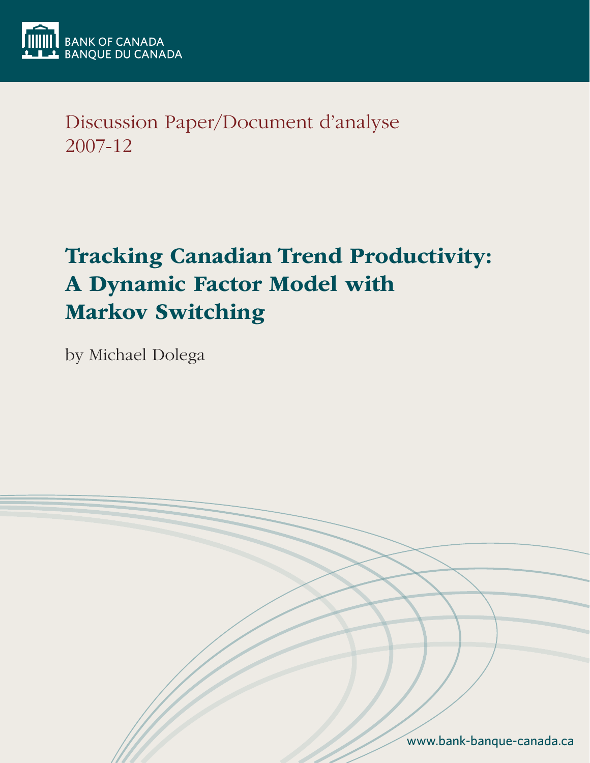BANK OF CANADA
BANQUE DU CANADA

Discussion Paper/Document d'analyse
2007-12

# Tracking Canadian Trend Productivity: A Dynamic Factor Model with Markov Switching

by Michael Dolega

www.bank-banque-canada.ca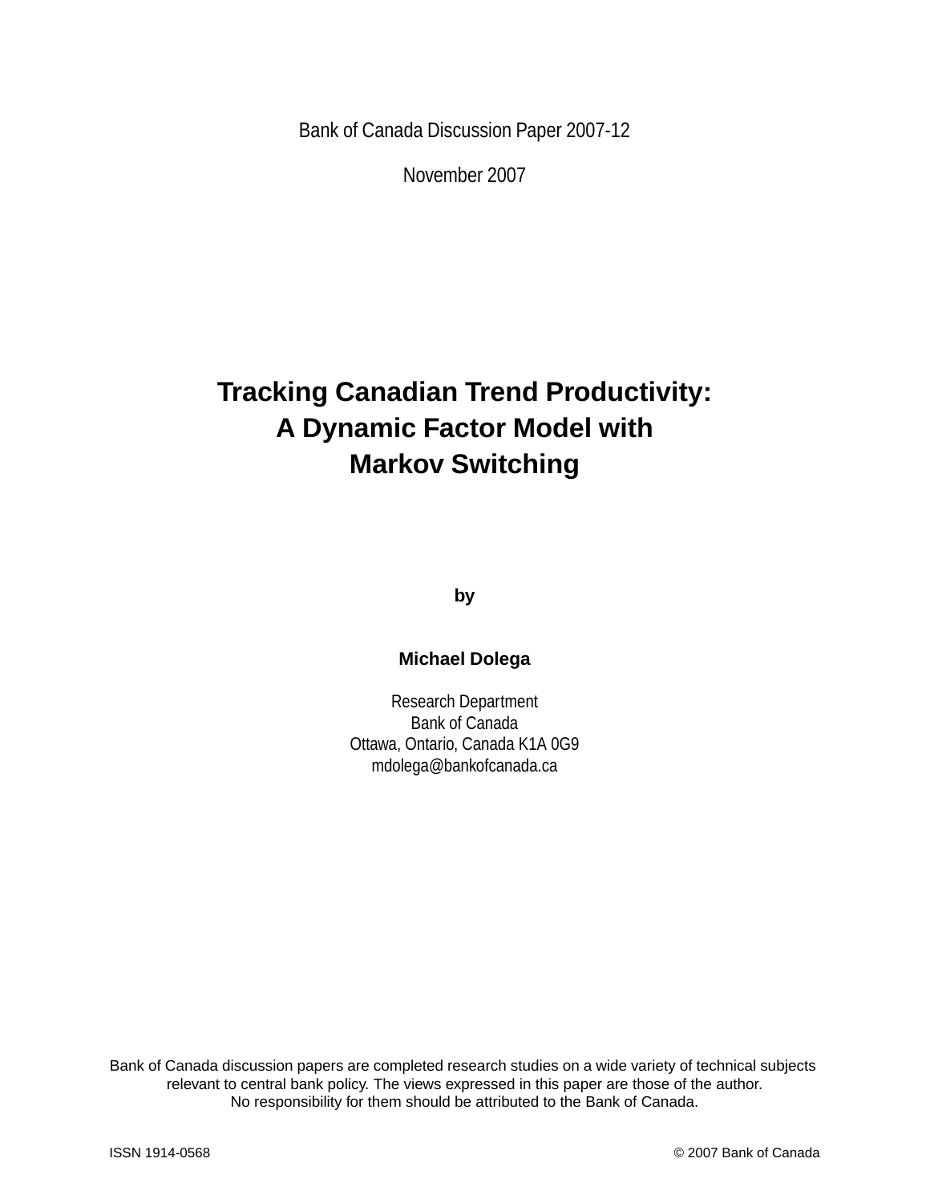Bank of Canada Discussion Paper 2007-12

November 2007

# Tracking Canadian Trend Productivity: A Dynamic Factor Model with Markov Switching

**by**

**Michael Dolega**

Research Department
Bank of Canada
Ottawa, Ontario, Canada K1A 0G9
mdolega@bankofcanada.ca

Bank of Canada discussion papers are completed research studies on a wide variety of technical subjects relevant to central bank policy. The views expressed in this paper are those of the author.
No responsibility for them should be attributed to the Bank of Canada.

ISSN 1914-0568

© 2007 Bank of Canada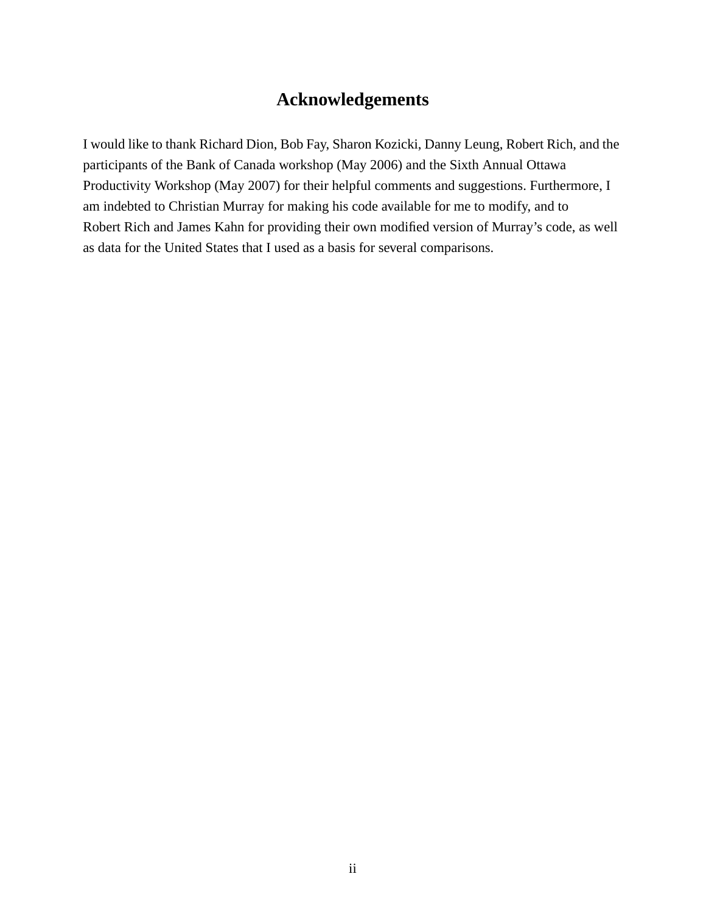# Acknowledgements

I would like to thank Richard Dion, Bob Fay, Sharon Kozicki, Danny Leung, Robert Rich, and the participants of the Bank of Canada workshop (May 2006) and the Sixth Annual Ottawa Productivity Workshop (May 2007) for their helpful comments and suggestions. Furthermore, I am indebted to Christian Murray for making his code available for me to modify, and to Robert Rich and James Kahn for providing their own modified version of Murray's code, as well as data for the United States that I used as a basis for several comparisons.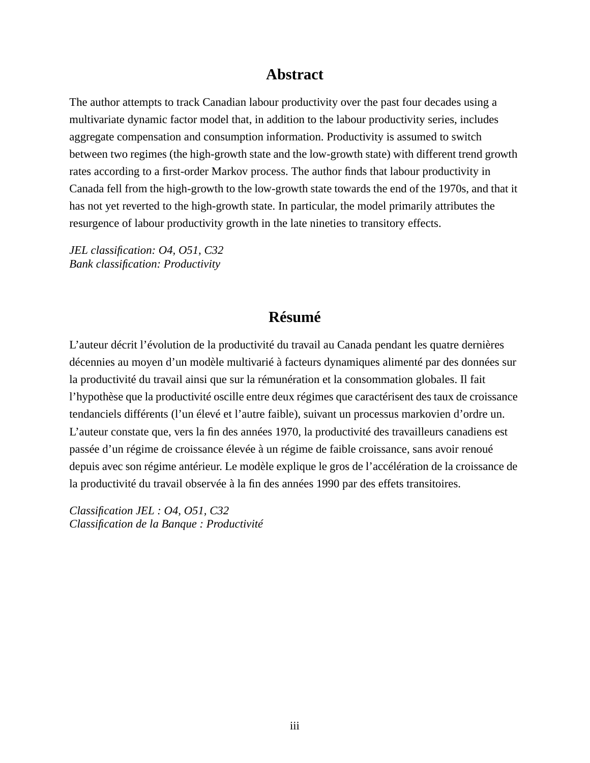## Abstract

The author attempts to track Canadian labour productivity over the past four decades using a multivariate dynamic factor model that, in addition to the labour productivity series, includes aggregate compensation and consumption information. Productivity is assumed to switch between two regimes (the high-growth state and the low-growth state) with different trend growth rates according to a first-order Markov process. The author finds that labour productivity in Canada fell from the high-growth to the low-growth state towards the end of the 1970s, and that it has not yet reverted to the high-growth state. In particular, the model primarily attributes the resurgence of labour productivity growth in the late nineties to transitory effects.

*JEL classification: O4, O51, C32*
*Bank classification: Productivity*

## Résumé

L'auteur décrit l'évolution de la productivité du travail au Canada pendant les quatre dernières décennies au moyen d'un modèle multivarié à facteurs dynamiques alimenté par des données sur la productivité du travail ainsi que sur la rémunération et la consommation globales. Il fait l'hypothèse que la productivité oscille entre deux régimes que caractérisent des taux de croissance tendanciels différents (l'un élevé et l'autre faible), suivant un processus markovien d'ordre un. L'auteur constate que, vers la fin des années 1970, la productivité des travailleurs canadiens est passée d'un régime de croissance élevée à un régime de faible croissance, sans avoir renoué depuis avec son régime antérieur. Le modèle explique le gros de l'accélération de la croissance de la productivité du travail observée à la fin des années 1990 par des effets transitoires.

*Classification JEL : O4, O51, C32*
*Classification de la Banque : Productivité*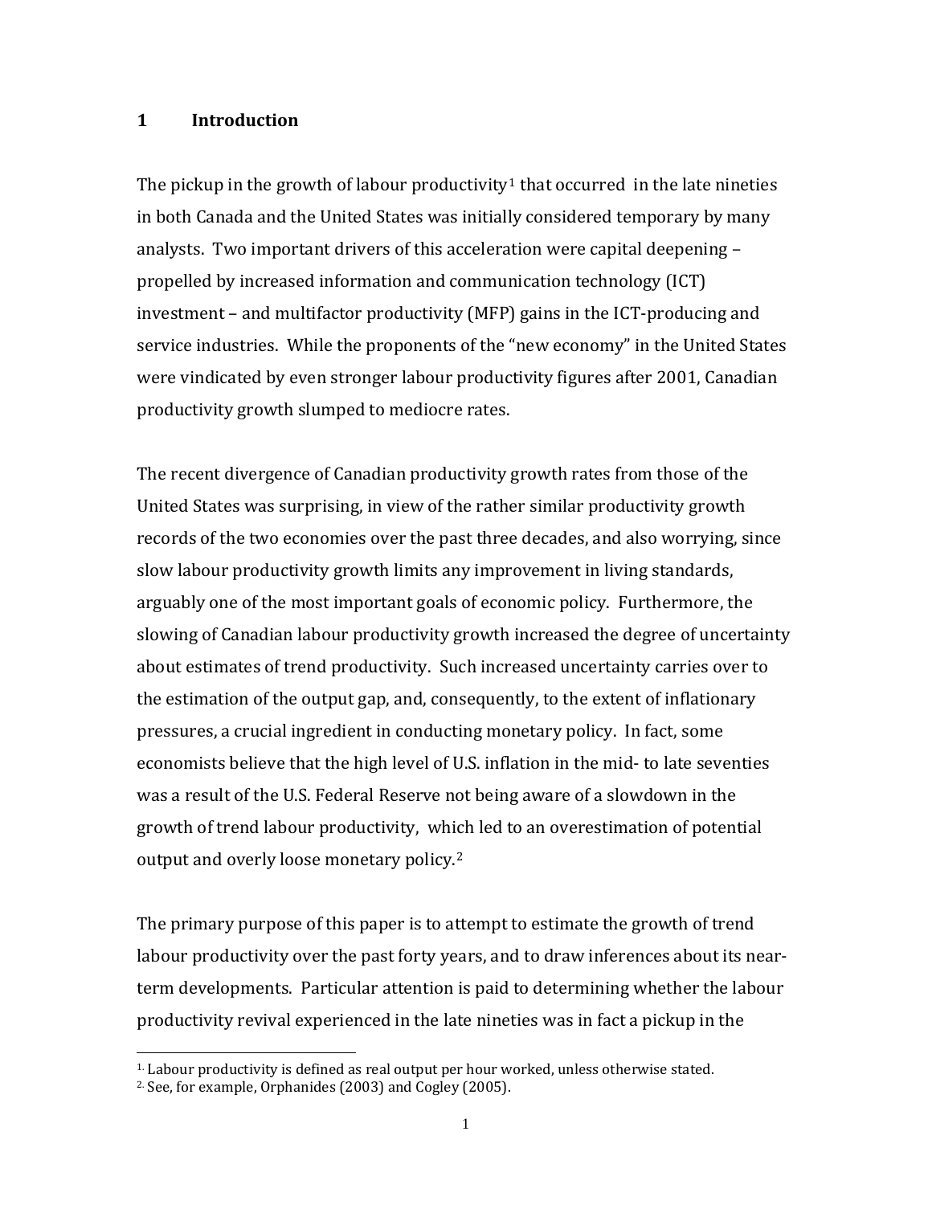## 1 Introduction

The pickup in the growth of labour productivity[1] that occurred in the late nineties in both Canada and the United States was initially considered temporary by many analysts. Two important drivers of this acceleration were capital deepening – propelled by increased information and communication technology (ICT) investment – and multifactor productivity (MFP) gains in the ICT-producing and service industries. While the proponents of the "new economy" in the United States were vindicated by even stronger labour productivity figures after 2001, Canadian productivity growth slumped to mediocre rates.

The recent divergence of Canadian productivity growth rates from those of the United States was surprising, in view of the rather similar productivity growth records of the two economies over the past three decades, and also worrying, since slow labour productivity growth limits any improvement in living standards, arguably one of the most important goals of economic policy. Furthermore, the slowing of Canadian labour productivity growth increased the degree of uncertainty about estimates of trend productivity. Such increased uncertainty carries over to the estimation of the output gap, and, consequently, to the extent of inflationary pressures, a crucial ingredient in conducting monetary policy. In fact, some economists believe that the high level of U.S. inflation in the mid- to late seventies was a result of the U.S. Federal Reserve not being aware of a slowdown in the growth of trend labour productivity, which led to an overestimation of potential output and overly loose monetary policy.[2]

The primary purpose of this paper is to attempt to estimate the growth of trend labour productivity over the past forty years, and to draw inferences about its near-term developments. Particular attention is paid to determining whether the labour productivity revival experienced in the late nineties was in fact a pickup in the

---

[1] Labour productivity is defined as real output per hour worked, unless otherwise stated.

[2] See, for example, Orphanides (2003) and Cogley (2005).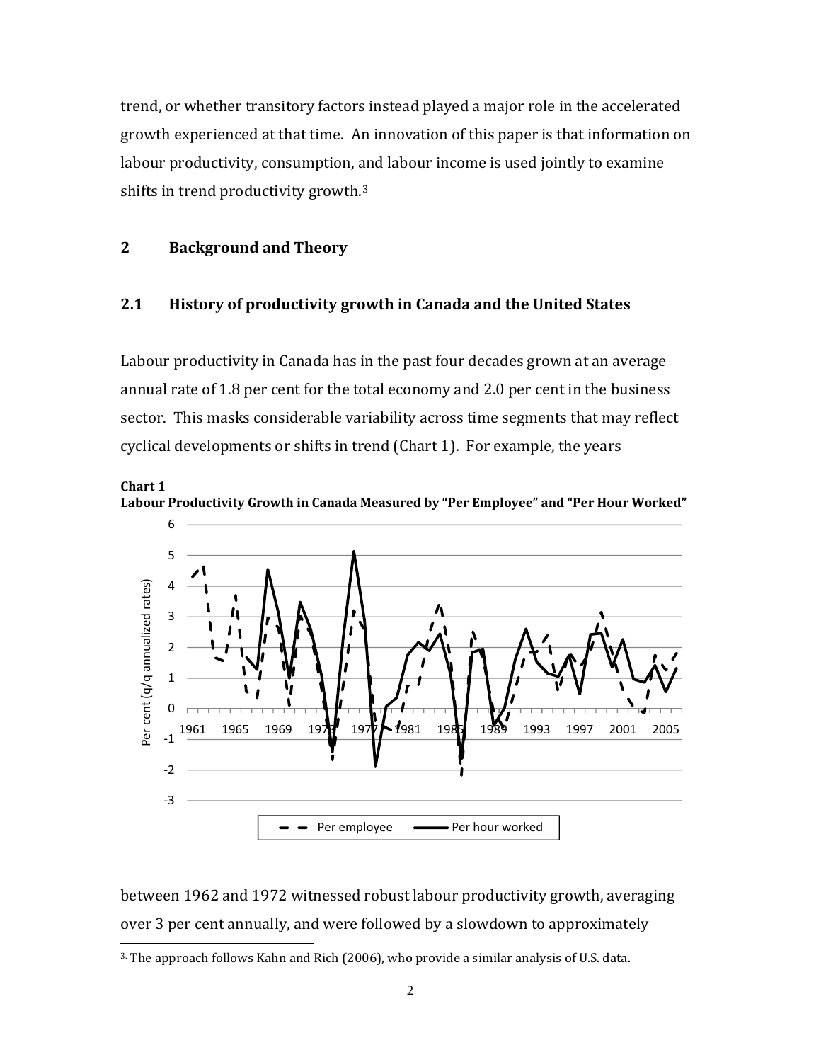trend, or whether transitory factors instead played a major role in the accelerated growth experienced at that time. An innovation of this paper is that information on labour productivity, consumption, and labour income is used jointly to examine shifts in trend productivity growth.[3]

## 2 Background and Theory

### 2.1 History of productivity growth in Canada and the United States

Labour productivity in Canada has in the past four decades grown at an average annual rate of 1.8 per cent for the total economy and 2.0 per cent in the business sector. This masks considerable variability across time segments that may reflect cyclical developments or shifts in trend (Chart 1). For example, the years

**Chart 1**
**Labour Productivity Growth in Canada Measured by "Per Employee" and "Per Hour Worked"**

between 1962 and 1972 witnessed robust labour productivity growth, averaging over 3 per cent annually, and were followed by a slowdown to approximately

[3] The approach follows Kahn and Rich (2006), who provide a similar analysis of U.S. data.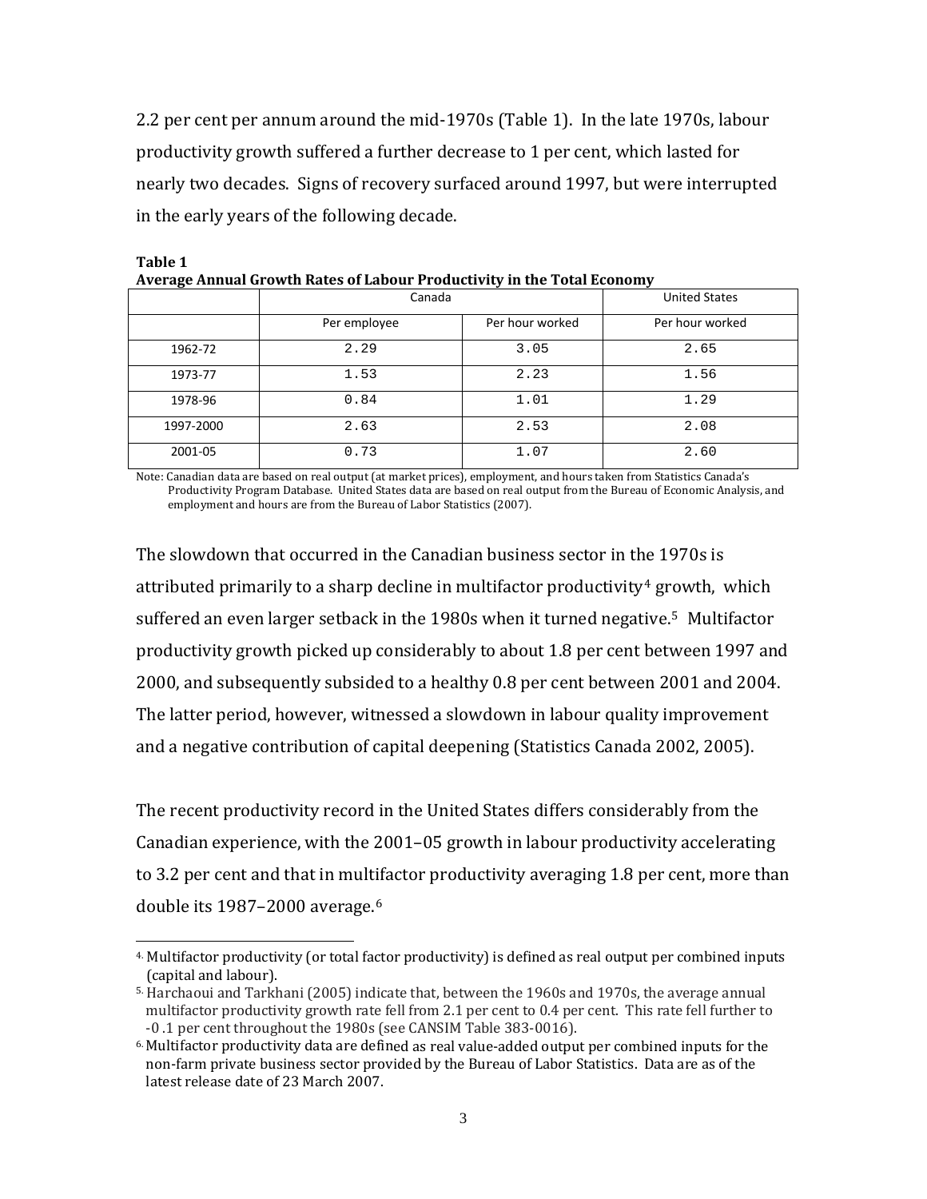2.2 per cent per annum around the mid-1970s (Table 1). In the late 1970s, labour productivity growth suffered a further decrease to 1 per cent, which lasted for nearly two decades. Signs of recovery surfaced around 1997, but were interrupted in the early years of the following decade.

**Table 1**
**Average Annual Growth Rates of Labour Productivity in the Total Economy**

| | Canada | | United States |
|---|---|---|---|
| | Per employee | Per hour worked | Per hour worked |
| 1962-72 | 2.29 | 3.05 | 2.65 |
| 1973-77 | 1.53 | 2.23 | 1.56 |
| 1978-96 | 0.84 | 1.01 | 1.29 |
| 1997-2000 | 2.63 | 2.53 | 2.08 |
| 2001-05 | 0.73 | 1.07 | 2.60 |

Note: Canadian data are based on real output (at market prices), employment, and hours taken from Statistics Canada's Productivity Program Database. United States data are based on real output from the Bureau of Economic Analysis, and employment and hours are from the Bureau of Labor Statistics (2007).

The slowdown that occurred in the Canadian business sector in the 1970s is attributed primarily to a sharp decline in multifactor productivity[4] growth, which suffered an even larger setback in the 1980s when it turned negative.[5] Multifactor productivity growth picked up considerably to about 1.8 per cent between 1997 and 2000, and subsequently subsided to a healthy 0.8 per cent between 2001 and 2004. The latter period, however, witnessed a slowdown in labour quality improvement and a negative contribution of capital deepening (Statistics Canada 2002, 2005).

The recent productivity record in the United States differs considerably from the Canadian experience, with the 2001–05 growth in labour productivity accelerating to 3.2 per cent and that in multifactor productivity averaging 1.8 per cent, more than double its 1987–2000 average.[6]

---

4. Multifactor productivity (or total factor productivity) is defined as real output per combined inputs (capital and labour).

5. Harchaoui and Tarkhani (2005) indicate that, between the 1960s and 1970s, the average annual multifactor productivity growth rate fell from 2.1 per cent to 0.4 per cent. This rate fell further to -0 .1 per cent throughout the 1980s (see CANSIM Table 383-0016).

6. Multifactor productivity data are defined as real value-added output per combined inputs for the non-farm private business sector provided by the Bureau of Labor Statistics. Data are as of the latest release date of 23 March 2007.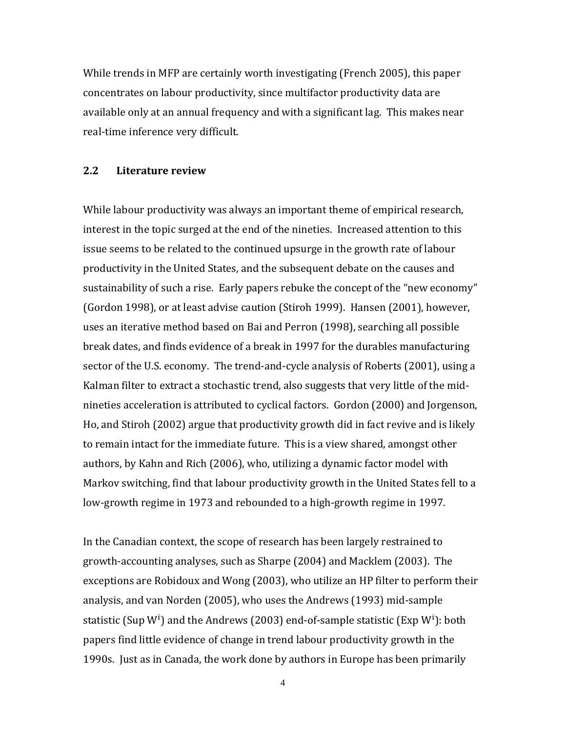While trends in MFP are certainly worth investigating (French 2005), this paper concentrates on labour productivity, since multifactor productivity data are available only at an annual frequency and with a significant lag. This makes near real-time inference very difficult.

### 2.2 Literature review

While labour productivity was always an important theme of empirical research, interest in the topic surged at the end of the nineties. Increased attention to this issue seems to be related to the continued upsurge in the growth rate of labour productivity in the United States, and the subsequent debate on the causes and sustainability of such a rise. Early papers rebuke the concept of the "new economy" (Gordon 1998), or at least advise caution (Stiroh 1999). Hansen (2001), however, uses an iterative method based on Bai and Perron (1998), searching all possible break dates, and finds evidence of a break in 1997 for the durables manufacturing sector of the U.S. economy. The trend-and-cycle analysis of Roberts (2001), using a Kalman filter to extract a stochastic trend, also suggests that very little of the mid-nineties acceleration is attributed to cyclical factors. Gordon (2000) and Jorgenson, Ho, and Stiroh (2002) argue that productivity growth did in fact revive and is likely to remain intact for the immediate future. This is a view shared, amongst other authors, by Kahn and Rich (2006), who, utilizing a dynamic factor model with Markov switching, find that labour productivity growth in the United States fell to a low-growth regime in 1973 and rebounded to a high-growth regime in 1997.

In the Canadian context, the scope of research has been largely restrained to growth-accounting analyses, such as Sharpe (2004) and Macklem (2003). The exceptions are Robidoux and Wong (2003), who utilize an HP filter to perform their analysis, and van Norden (2005), who uses the Andrews (1993) mid-sample statistic (Sup $W^i$) and the Andrews (2003) end-of-sample statistic (Exp $W^i$): both papers find little evidence of change in trend labour productivity growth in the 1990s. Just as in Canada, the work done by authors in Europe has been primarily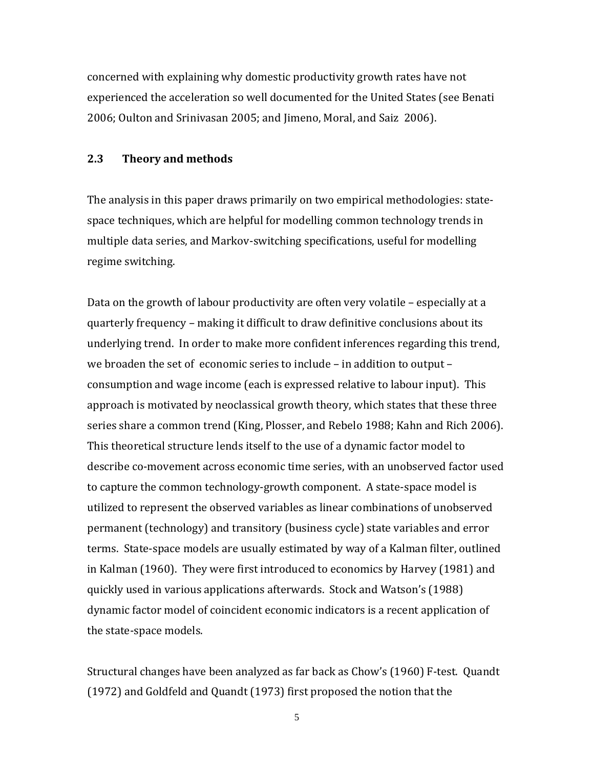concerned with explaining why domestic productivity growth rates have not experienced the acceleration so well documented for the United States (see Benati 2006; Oulton and Srinivasan 2005; and Jimeno, Moral, and Saiz 2006).

### 2.3 Theory and methods

The analysis in this paper draws primarily on two empirical methodologies: state-space techniques, which are helpful for modelling common technology trends in multiple data series, and Markov-switching specifications, useful for modelling regime switching.

Data on the growth of labour productivity are often very volatile – especially at a quarterly frequency – making it difficult to draw definitive conclusions about its underlying trend. In order to make more confident inferences regarding this trend, we broaden the set of economic series to include – in addition to output – consumption and wage income (each is expressed relative to labour input). This approach is motivated by neoclassical growth theory, which states that these three series share a common trend (King, Plosser, and Rebelo 1988; Kahn and Rich 2006). This theoretical structure lends itself to the use of a dynamic factor model to describe co-movement across economic time series, with an unobserved factor used to capture the common technology-growth component. A state-space model is utilized to represent the observed variables as linear combinations of unobserved permanent (technology) and transitory (business cycle) state variables and error terms. State-space models are usually estimated by way of a Kalman filter, outlined in Kalman (1960). They were first introduced to economics by Harvey (1981) and quickly used in various applications afterwards. Stock and Watson's (1988) dynamic factor model of coincident economic indicators is a recent application of the state-space models.

Structural changes have been analyzed as far back as Chow's (1960) F-test. Quandt (1972) and Goldfeld and Quandt (1973) first proposed the notion that the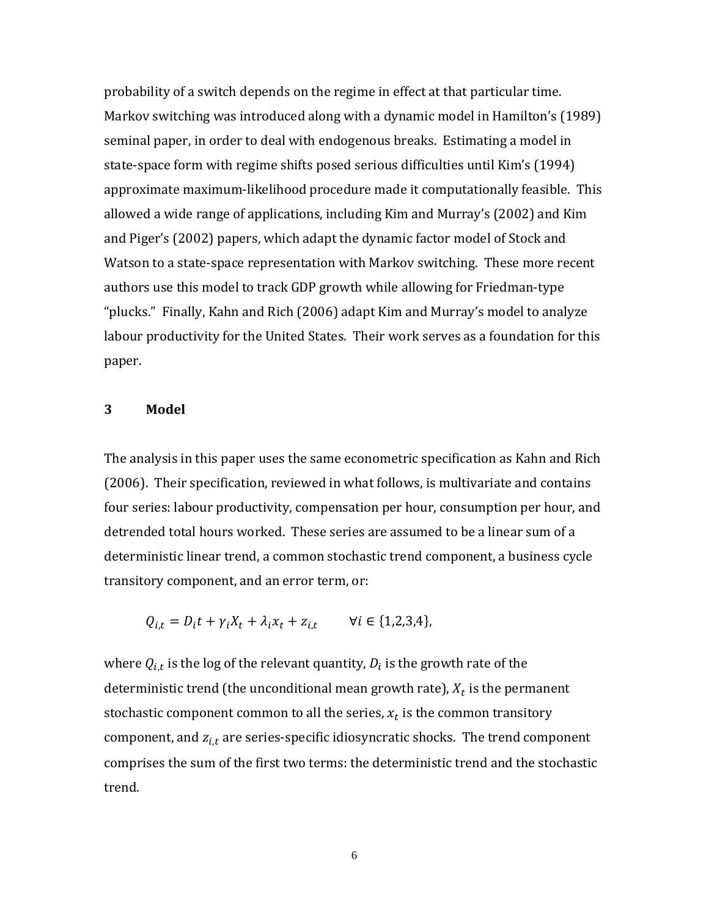probability of a switch depends on the regime in effect at that particular time. Markov switching was introduced along with a dynamic model in Hamilton's (1989) seminal paper, in order to deal with endogenous breaks. Estimating a model in state-space form with regime shifts posed serious difficulties until Kim's (1994) approximate maximum-likelihood procedure made it computationally feasible. This allowed a wide range of applications, including Kim and Murray's (2002) and Kim and Piger's (2002) papers, which adapt the dynamic factor model of Stock and Watson to a state-space representation with Markov switching. These more recent authors use this model to track GDP growth while allowing for Friedman-type "plucks." Finally, Kahn and Rich (2006) adapt Kim and Murray's model to analyze labour productivity for the United States. Their work serves as a foundation for this paper.

## 3 Model

The analysis in this paper uses the same econometric specification as Kahn and Rich (2006). Their specification, reviewed in what follows, is multivariate and contains four series: labour productivity, compensation per hour, consumption per hour, and detrended total hours worked. These series are assumed to be a linear sum of a deterministic linear trend, a common stochastic trend component, a business cycle transitory component, and an error term, or:

$$Q_{i,t} = D_i t + \gamma_i X_t + \lambda_i x_t + z_{i,t} \qquad \forall i \in \{1,2,3,4\},$$

where $Q_{i,t}$ is the log of the relevant quantity, $D_i$ is the growth rate of the deterministic trend (the unconditional mean growth rate), $X_t$ is the permanent stochastic component common to all the series, $x_t$ is the common transitory component, and $z_{i,t}$ are series-specific idiosyncratic shocks. The trend component comprises the sum of the first two terms: the deterministic trend and the stochastic trend.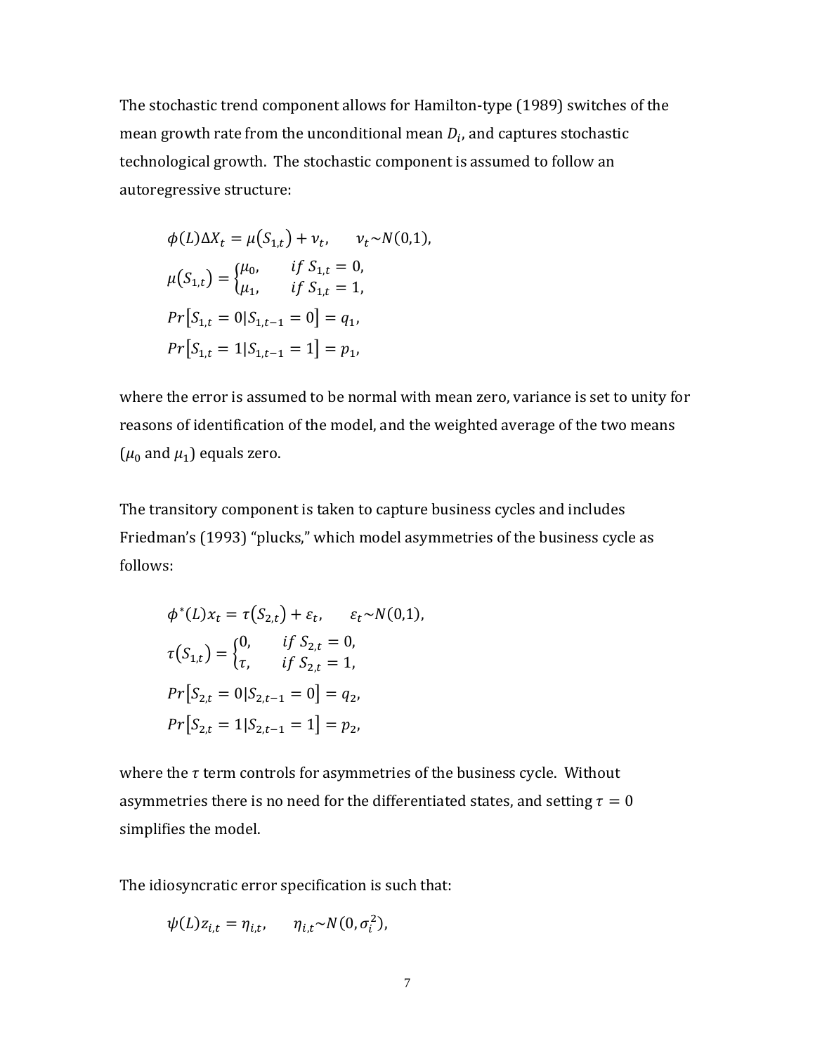The stochastic trend component allows for Hamilton-type (1989) switches of the mean growth rate from the unconditional mean $D_i$, and captures stochastic technological growth. The stochastic component is assumed to follow an autoregressive structure:

$$\phi(L)\Delta X_t = \mu(S_{1,t}) + \nu_t, \qquad \nu_t \sim N(0,1),$$

$$\mu(S_{1,t}) = \begin{cases} \mu_0, & if\ S_{1,t} = 0, \\ \mu_1, & if\ S_{1,t} = 1, \end{cases}$$

$$Pr[S_{1,t} = 0 | S_{1,t-1} = 0] = q_1,$$

$$Pr[S_{1,t} = 1 | S_{1,t-1} = 1] = p_1,$$

where the error is assumed to be normal with mean zero, variance is set to unity for reasons of identification of the model, and the weighted average of the two means ($\mu_0$ and $\mu_1$) equals zero.

The transitory component is taken to capture business cycles and includes Friedman's (1993) "plucks," which model asymmetries of the business cycle as follows:

$$\phi^*(L)x_t = \tau(S_{2,t}) + \varepsilon_t, \qquad \varepsilon_t \sim N(0,1),$$

$$\tau(S_{1,t}) = \begin{cases} 0, & if\ S_{2,t} = 0, \\ \tau, & if\ S_{2,t} = 1, \end{cases}$$

$$Pr[S_{2,t} = 0 | S_{2,t-1} = 0] = q_2,$$

$$Pr[S_{2,t} = 1 | S_{2,t-1} = 1] = p_2,$$

where the $\tau$ term controls for asymmetries of the business cycle. Without asymmetries there is no need for the differentiated states, and setting $\tau = 0$ simplifies the model.

The idiosyncratic error specification is such that:

$$\psi(L)z_{i,t} = \eta_{i,t}, \qquad \eta_{i,t} \sim N(0, \sigma_i^2),$$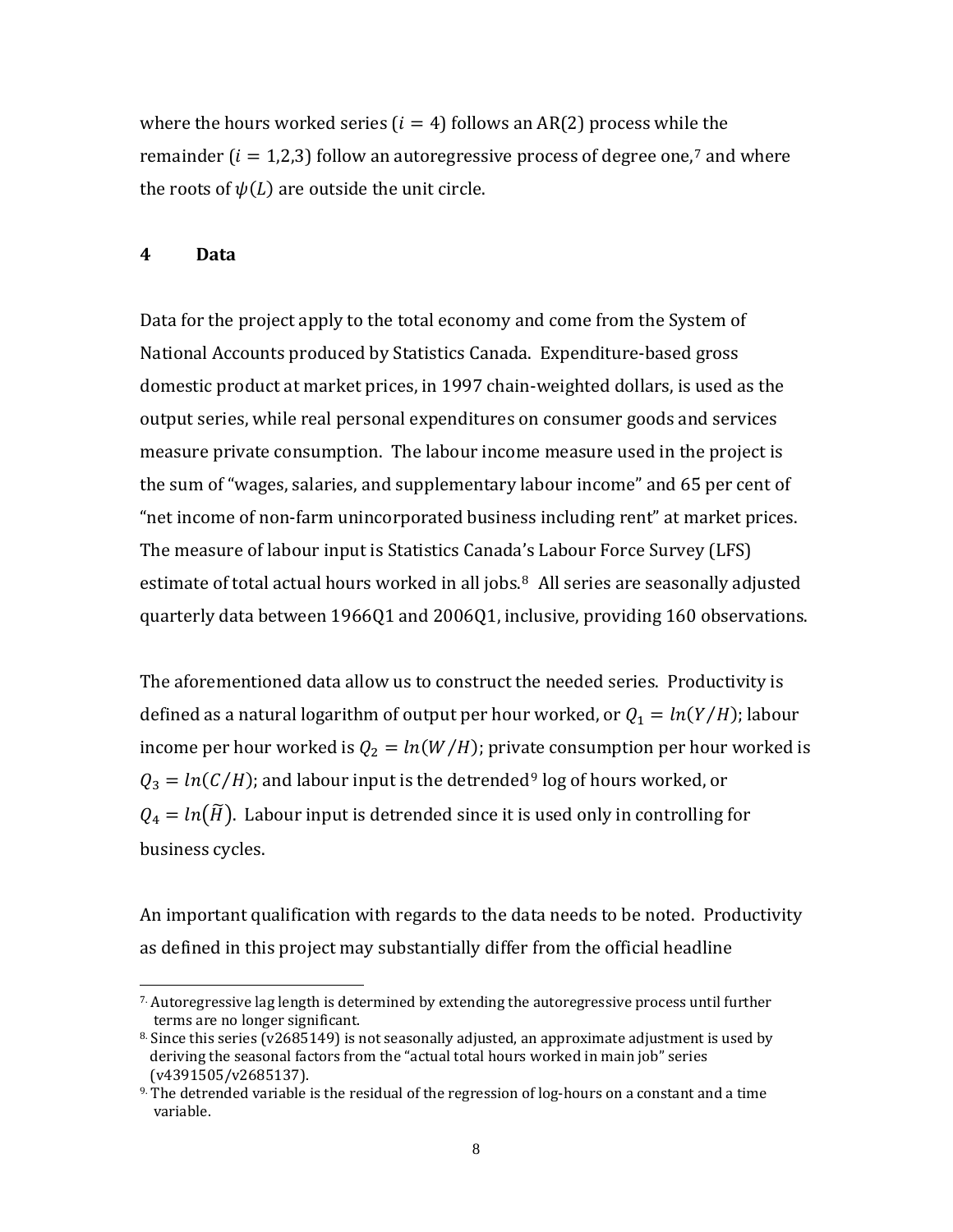where the hours worked series ($i = 4$) follows an AR(2) process while the remainder ($i = 1,2,3$) follow an autoregressive process of degree one,[7] and where the roots of $\psi(L)$ are outside the unit circle.

## 4 Data

Data for the project apply to the total economy and come from the System of National Accounts produced by Statistics Canada. Expenditure-based gross domestic product at market prices, in 1997 chain-weighted dollars, is used as the output series, while real personal expenditures on consumer goods and services measure private consumption. The labour income measure used in the project is the sum of "wages, salaries, and supplementary labour income" and 65 per cent of "net income of non-farm unincorporated business including rent" at market prices. The measure of labour input is Statistics Canada's Labour Force Survey (LFS) estimate of total actual hours worked in all jobs.[8] All series are seasonally adjusted quarterly data between 1966Q1 and 2006Q1, inclusive, providing 160 observations.

The aforementioned data allow us to construct the needed series. Productivity is defined as a natural logarithm of output per hour worked, or $Q_1 = ln(Y/H)$; labour income per hour worked is $Q_2 = ln(W/H)$; private consumption per hour worked is $Q_3 = ln(C/H)$; and labour input is the detrended[9] log of hours worked, or $Q_4 = ln(\widetilde{H})$. Labour input is detrended since it is used only in controlling for business cycles.

An important qualification with regards to the data needs to be noted. Productivity as defined in this project may substantially differ from the official headline

---

[7] Autoregressive lag length is determined by extending the autoregressive process until further terms are no longer significant.

[8] Since this series (v2685149) is not seasonally adjusted, an approximate adjustment is used by deriving the seasonal factors from the "actual total hours worked in main job" series (v4391505/v2685137).

[9] The detrended variable is the residual of the regression of log-hours on a constant and a time variable.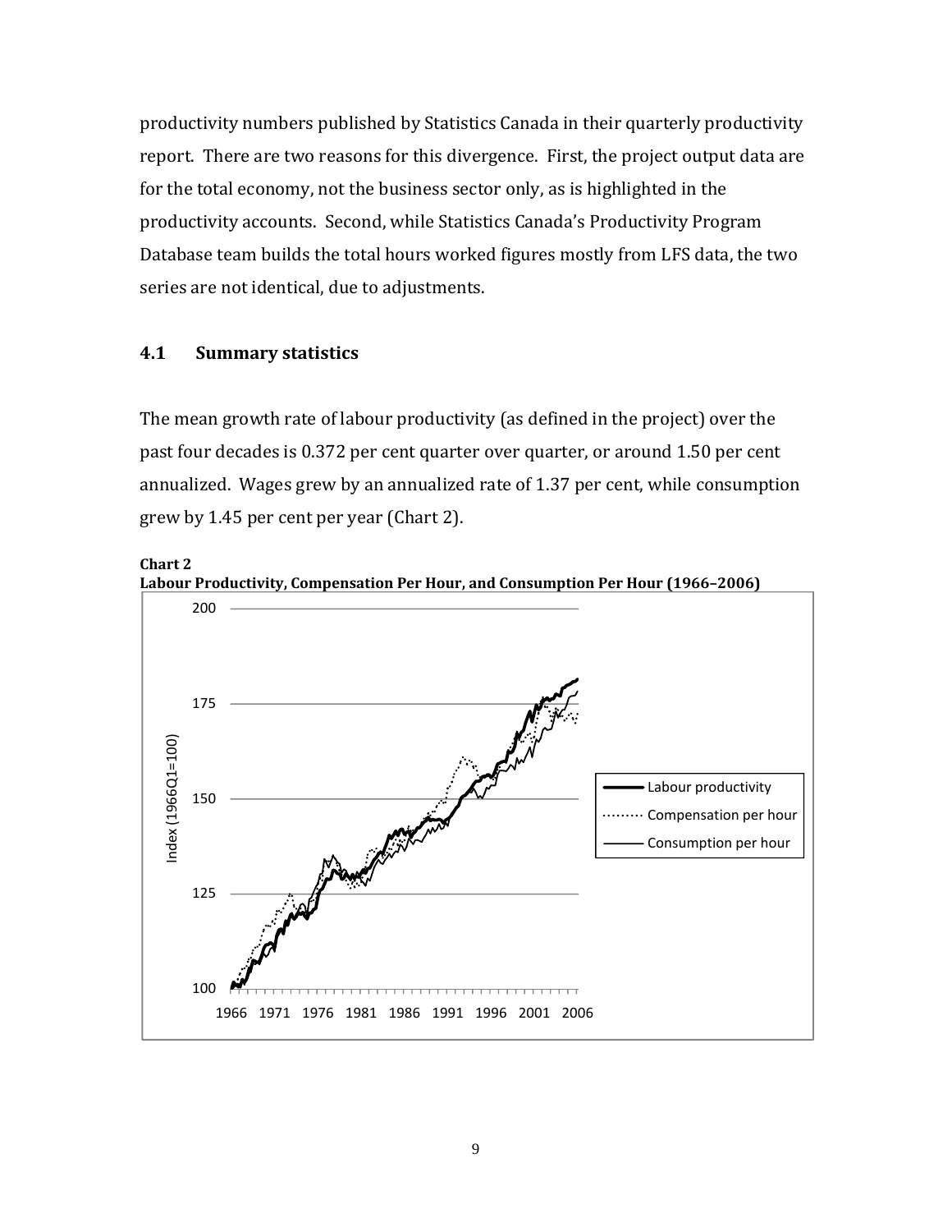productivity numbers published by Statistics Canada in their quarterly productivity report. There are two reasons for this divergence. First, the project output data are for the total economy, not the business sector only, as is highlighted in the productivity accounts. Second, while Statistics Canada's Productivity Program Database team builds the total hours worked figures mostly from LFS data, the two series are not identical, due to adjustments.

### 4.1 Summary statistics

The mean growth rate of labour productivity (as defined in the project) over the past four decades is 0.372 per cent quarter over quarter, or around 1.50 per cent annualized. Wages grew by an annualized rate of 1.37 per cent, while consumption grew by 1.45 per cent per year (Chart 2).

**Chart 2**
**Labour Productivity, Compensation Per Hour, and Consumption Per Hour (1966–2006)**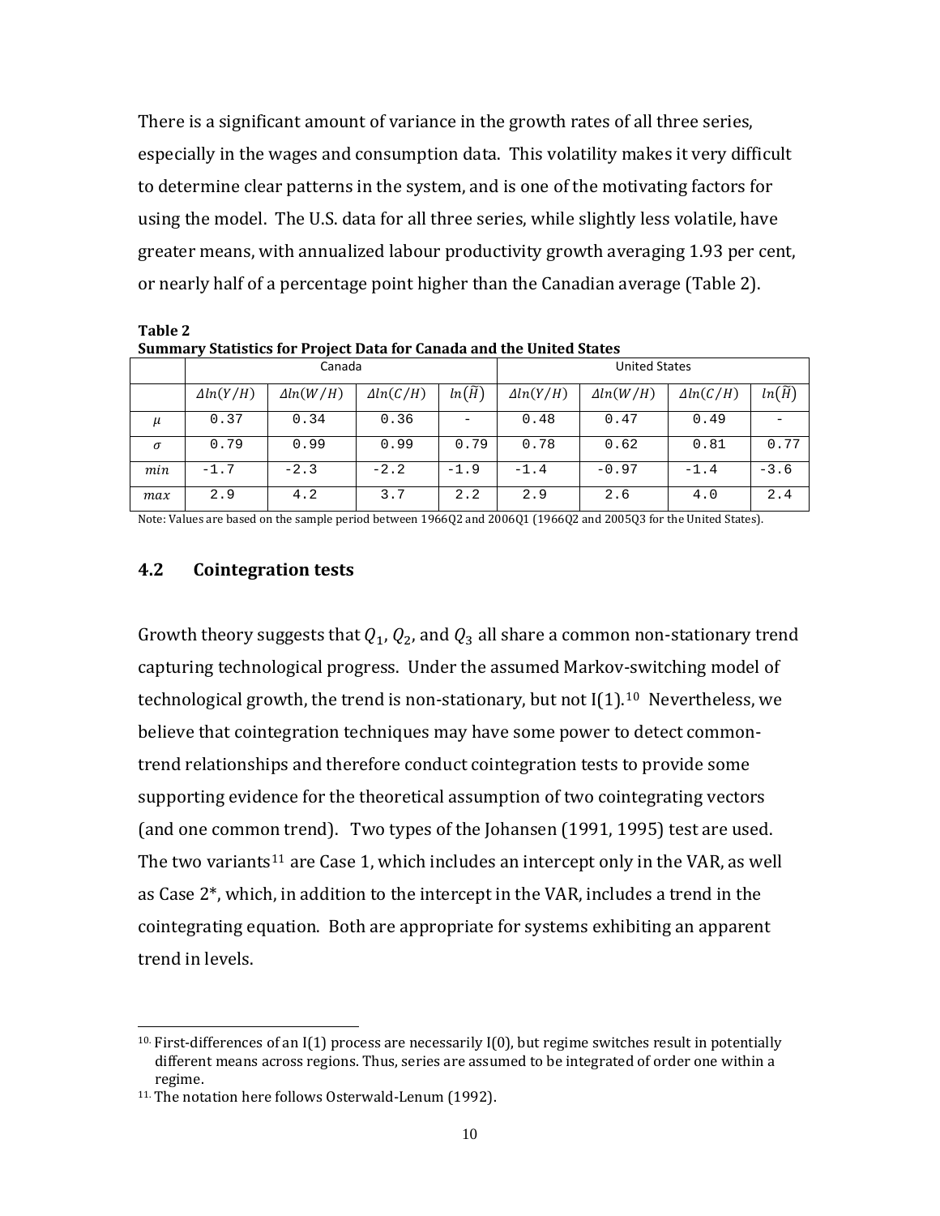There is a significant amount of variance in the growth rates of all three series, especially in the wages and consumption data. This volatility makes it very difficult to determine clear patterns in the system, and is one of the motivating factors for using the model. The U.S. data for all three series, while slightly less volatile, have greater means, with annualized labour productivity growth averaging 1.93 per cent, or nearly half of a percentage point higher than the Canadian average (Table 2).

**Table 2**
**Summary Statistics for Project Data for Canada and the United States**

| | Canada | | | | United States | | | |
|---|---|---|---|---|---|---|---|---|
| | $\Delta ln(Y/H)$ | $\Delta ln(W/H)$ | $\Delta ln(C/H)$ | $ln(\tilde{H})$ | $\Delta ln(Y/H)$ | $\Delta ln(W/H)$ | $\Delta ln(C/H)$ | $ln(\tilde{H})$ |
| $\mu$ | 0.37 | 0.34 | 0.36 | - | 0.48 | 0.47 | 0.49 | - |
| $\sigma$ | 0.79 | 0.99 | 0.99 | 0.79 | 0.78 | 0.62 | 0.81 | 0.77 |
| $min$ | -1.7 | -2.3 | -2.2 | -1.9 | -1.4 | -0.97 | -1.4 | -3.6 |
| $max$ | 2.9 | 4.2 | 3.7 | 2.2 | 2.9 | 2.6 | 4.0 | 2.4 |

Note: Values are based on the sample period between 1966Q2 and 2006Q1 (1966Q2 and 2005Q3 for the United States).

### 4.2 Cointegration tests

Growth theory suggests that $Q_1$, $Q_2$, and $Q_3$ all share a common non-stationary trend capturing technological progress. Under the assumed Markov-switching model of technological growth, the trend is non-stationary, but not I(1).[10] Nevertheless, we believe that cointegration techniques may have some power to detect common-trend relationships and therefore conduct cointegration tests to provide some supporting evidence for the theoretical assumption of two cointegrating vectors (and one common trend). Two types of the Johansen (1991, 1995) test are used. The two variants[11] are Case 1, which includes an intercept only in the VAR, as well as Case 2*, which, in addition to the intercept in the VAR, includes a trend in the cointegrating equation. Both are appropriate for systems exhibiting an apparent trend in levels.

[10] First-differences of an I(1) process are necessarily I(0), but regime switches result in potentially different means across regions. Thus, series are assumed to be integrated of order one within a regime.

[11] The notation here follows Osterwald-Lenum (1992).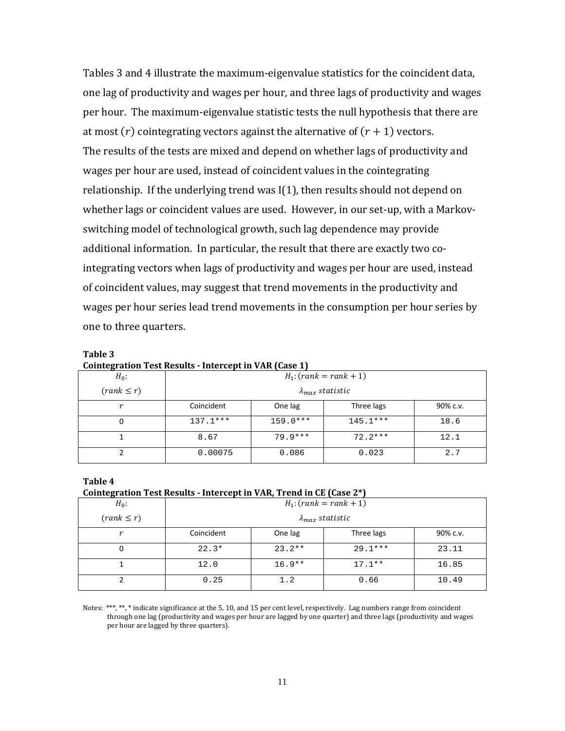Tables 3 and 4 illustrate the maximum-eigenvalue statistics for the coincident data, one lag of productivity and wages per hour, and three lags of productivity and wages per hour. The maximum-eigenvalue statistic tests the null hypothesis that there are at most $(r)$ cointegrating vectors against the alternative of $(r+1)$ vectors. The results of the tests are mixed and depend on whether lags of productivity and wages per hour are used, instead of coincident values in the cointegrating relationship. If the underlying trend was I(1), then results should not depend on whether lags or coincident values are used. However, in our set-up, with a Markov-switching model of technological growth, such lag dependence may provide additional information. In particular, the result that there are exactly two co-integrating vectors when lags of productivity and wages per hour are used, instead of coincident values, may suggest that trend movements in the productivity and wages per hour series lead trend movements in the consumption per hour series by one to three quarters.

**Table 3**
**Cointegration Test Results - Intercept in VAR (Case 1)**

| $H_0$: $(rank \leq r)$ | $H_1: (rank = rank + 1)$ $\lambda_{max}$ *statistic* | | | |
|---|---|---|---|---|
| $r$ | Coincident | One lag | Three lags | 90% c.v. |
| 0 | 137.1*** | 159.0*** | 145.1*** | 18.6 |
| 1 | 8.67 | 79.9*** | 72.2*** | 12.1 |
| 2 | 0.00075 | 0.086 | 0.023 | 2.7 |

**Table 4**
**Cointegration Test Results - Intercept in VAR, Trend in CE (Case 2*)**

| $H_0$: $(rank \leq r)$ | $H_1: (rank = rank + 1)$ $\lambda_{max}$ *statistic* | | | |
|---|---|---|---|---|
| $r$ | Coincident | One lag | Three lags | 90% c.v. |
| 0 | 22.3* | 23.2** | 29.1*** | 23.11 |
| 1 | 12.0 | 16.9** | 17.1** | 16.85 |
| 2 | 0.25 | 1.2 | 0.66 | 10.49 |

Notes: ***, **, * indicate significance at the 5, 10, and 15 per cent level, respectively. Lag numbers range from coincident through one lag (productivity and wages per hour are lagged by one quarter) and three lags (productivity and wages per hour are lagged by three quarters).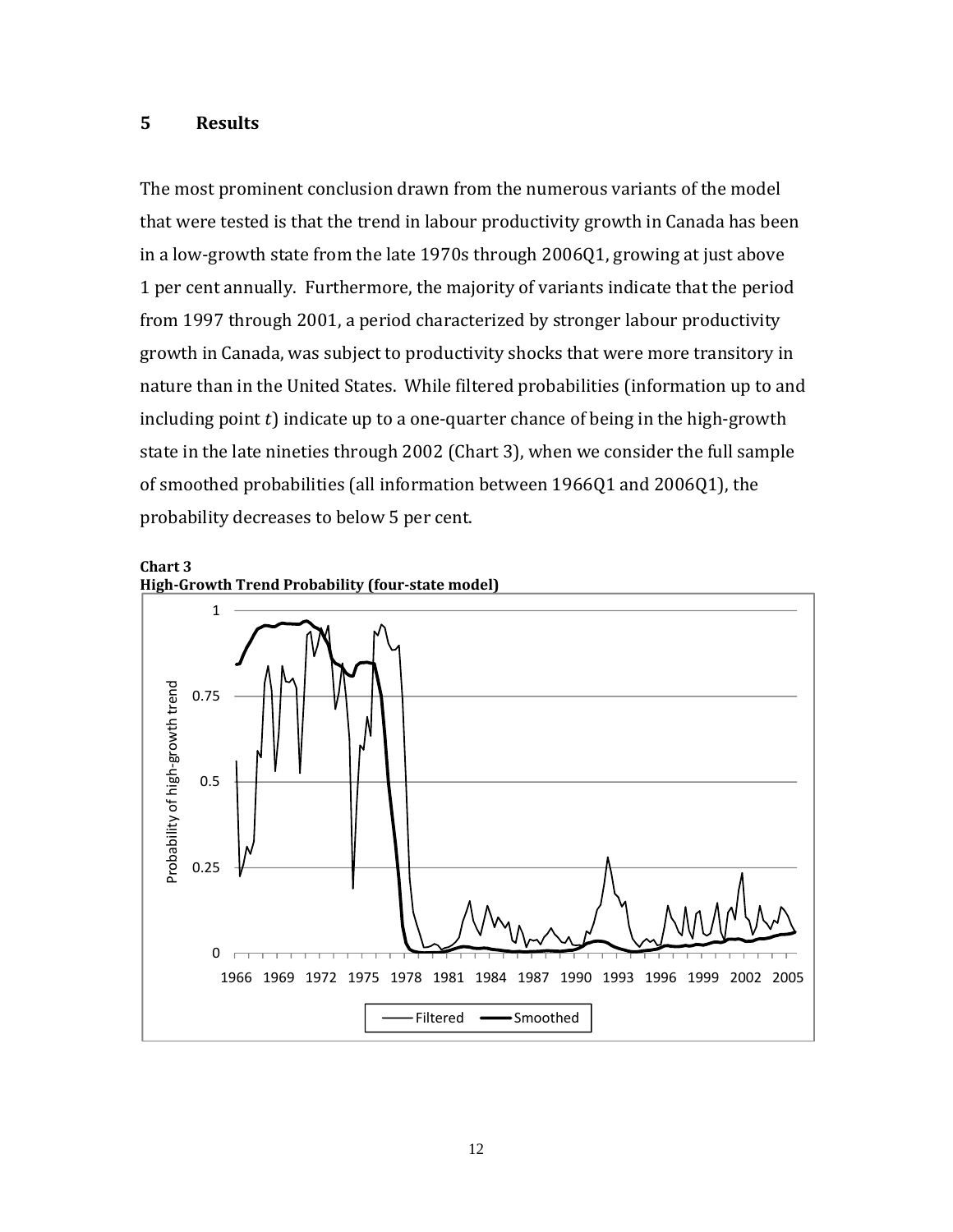## 5 Results

The most prominent conclusion drawn from the numerous variants of the model that were tested is that the trend in labour productivity growth in Canada has been in a low-growth state from the late 1970s through 2006Q1, growing at just above 1 per cent annually. Furthermore, the majority of variants indicate that the period from 1997 through 2001, a period characterized by stronger labour productivity growth in Canada, was subject to productivity shocks that were more transitory in nature than in the United States. While filtered probabilities (information up to and including point *t*) indicate up to a one-quarter chance of being in the high-growth state in the late nineties through 2002 (Chart 3), when we consider the full sample of smoothed probabilities (all information between 1966Q1 and 2006Q1), the probability decreases to below 5 per cent.

**Chart 3**
**High-Growth Trend Probability (four-state model)**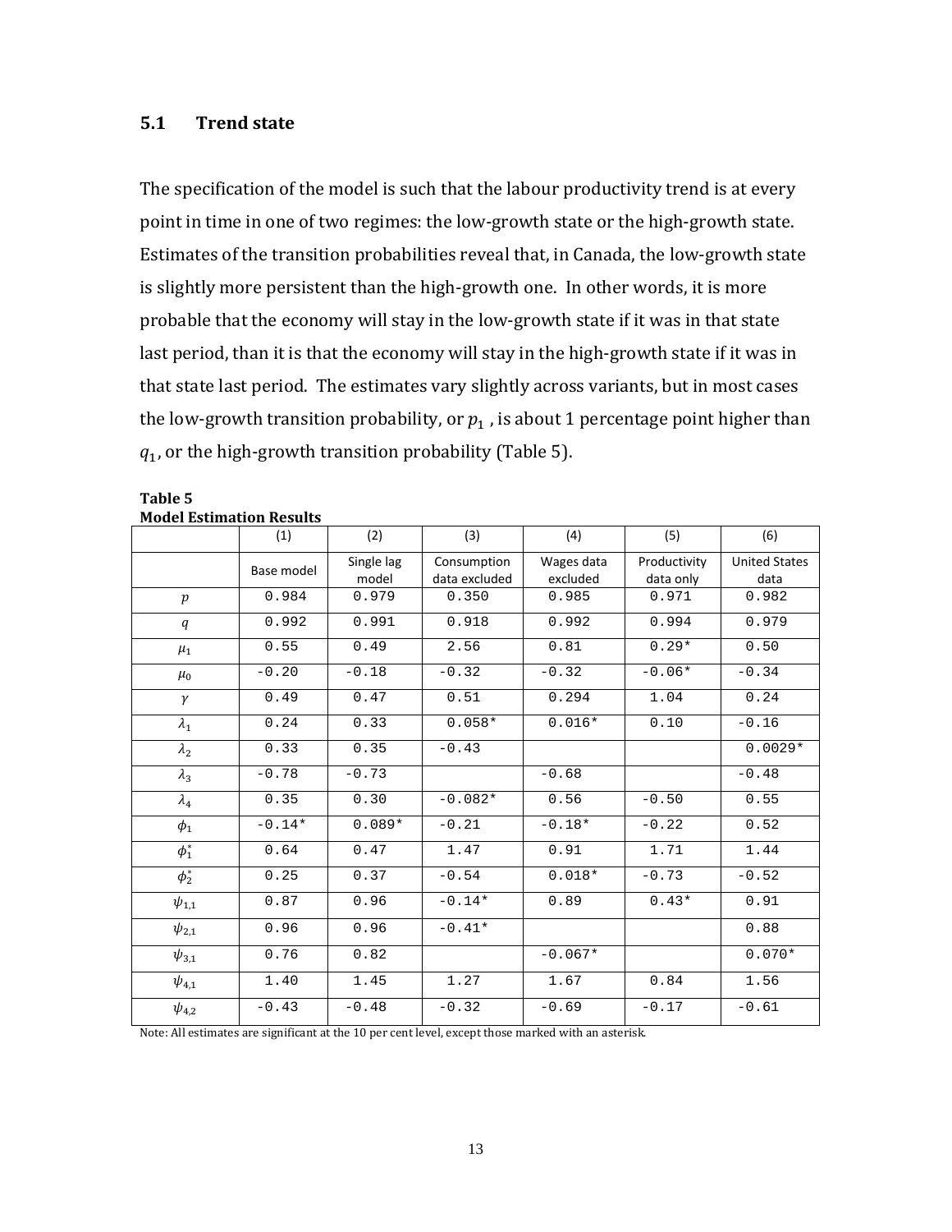## 5.1 Trend state

The specification of the model is such that the labour productivity trend is at every point in time in one of two regimes: the low-growth state or the high-growth state. Estimates of the transition probabilities reveal that, in Canada, the low-growth state is slightly more persistent than the high-growth one. In other words, it is more probable that the economy will stay in the low-growth state if it was in that state last period, than it is that the economy will stay in the high-growth state if it was in that state last period. The estimates vary slightly across variants, but in most cases the low-growth transition probability, or $p_1$, is about 1 percentage point higher than $q_1$, or the high-growth transition probability (Table 5).

**Table 5**
**Model Estimation Results**

| | (1) | (2) | (3) | (4) | (5) | (6) |
|---|---|---|---|---|---|---|
| | Base model | Single lag model | Consumption data excluded | Wages data excluded | Productivity data only | United States data |
| $p$ | 0.984 | 0.979 | 0.350 | 0.985 | 0.971 | 0.982 |
| $q$ | 0.992 | 0.991 | 0.918 | 0.992 | 0.994 | 0.979 |
| $\mu_1$ | 0.55 | 0.49 | 2.56 | 0.81 | 0.29* | 0.50 |
| $\mu_0$ | -0.20 | -0.18 | -0.32 | -0.32 | -0.06* | -0.34 |
| $\gamma$ | 0.49 | 0.47 | 0.51 | 0.294 | 1.04 | 0.24 |
| $\lambda_1$ | 0.24 | 0.33 | 0.058* | 0.016* | 0.10 | -0.16 |
| $\lambda_2$ | 0.33 | 0.35 | -0.43 | | | 0.0029* |
| $\lambda_3$ | -0.78 | -0.73 | | -0.68 | | -0.48 |
| $\lambda_4$ | 0.35 | 0.30 | -0.082* | 0.56 | -0.50 | 0.55 |
| $\phi_1$ | -0.14* | 0.089* | -0.21 | -0.18* | -0.22 | 0.52 |
| $\phi_1^*$ | 0.64 | 0.47 | 1.47 | 0.91 | 1.71 | 1.44 |
| $\phi_2^*$ | 0.25 | 0.37 | -0.54 | 0.018* | -0.73 | -0.52 |
| $\psi_{1,1}$ | 0.87 | 0.96 | -0.14* | 0.89 | 0.43* | 0.91 |
| $\psi_{2,1}$ | 0.96 | 0.96 | -0.41* | | | 0.88 |
| $\psi_{3,1}$ | 0.76 | 0.82 | | -0.067* | | 0.070* |
| $\psi_{4,1}$ | 1.40 | 1.45 | 1.27 | 1.67 | 0.84 | 1.56 |
| $\psi_{4,2}$ | -0.43 | -0.48 | -0.32 | -0.69 | -0.17 | -0.61 |

Note: All estimates are significant at the 10 per cent level, except those marked with an asterisk.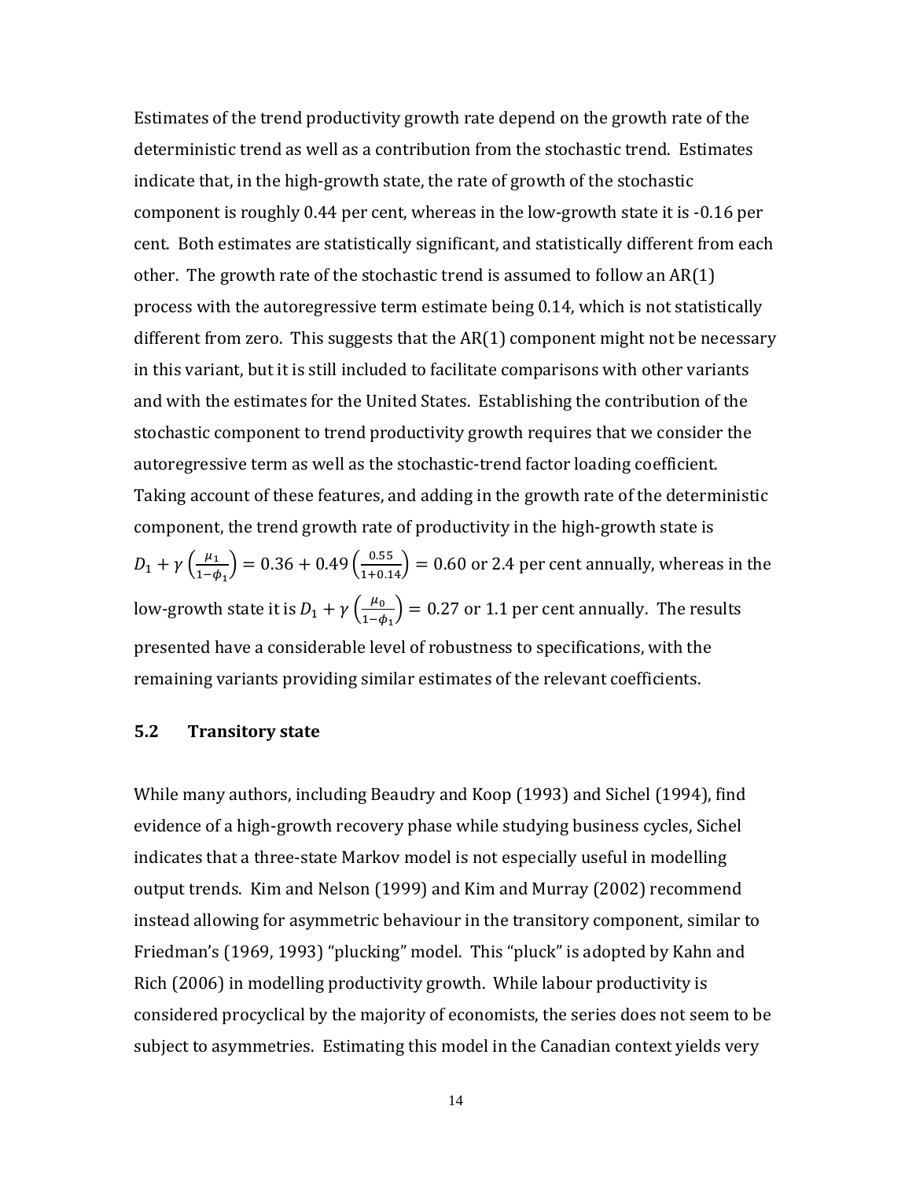Estimates of the trend productivity growth rate depend on the growth rate of the deterministic trend as well as a contribution from the stochastic trend. Estimates indicate that, in the high-growth state, the rate of growth of the stochastic component is roughly 0.44 per cent, whereas in the low-growth state it is -0.16 per cent. Both estimates are statistically significant, and statistically different from each other. The growth rate of the stochastic trend is assumed to follow an AR(1) process with the autoregressive term estimate being 0.14, which is not statistically different from zero. This suggests that the AR(1) component might not be necessary in this variant, but it is still included to facilitate comparisons with other variants and with the estimates for the United States. Establishing the contribution of the stochastic component to trend productivity growth requires that we consider the autoregressive term as well as the stochastic-trend factor loading coefficient. Taking account of these features, and adding in the growth rate of the deterministic component, the trend growth rate of productivity in the high-growth state is $D_1 + \gamma\left(\frac{\mu_1}{1-\phi_1}\right) = 0.36 + 0.49\left(\frac{0.55}{1+0.14}\right) = 0.60$ or 2.4 per cent annually, whereas in the low-growth state it is $D_1 + \gamma\left(\frac{\mu_0}{1-\phi_1}\right) = 0.27$ or 1.1 per cent annually. The results presented have a considerable level of robustness to specifications, with the remaining variants providing similar estimates of the relevant coefficients.

### 5.2 Transitory state

While many authors, including Beaudry and Koop (1993) and Sichel (1994), find evidence of a high-growth recovery phase while studying business cycles, Sichel indicates that a three-state Markov model is not especially useful in modelling output trends. Kim and Nelson (1999) and Kim and Murray (2002) recommend instead allowing for asymmetric behaviour in the transitory component, similar to Friedman's (1969, 1993) "plucking" model. This "pluck" is adopted by Kahn and Rich (2006) in modelling productivity growth. While labour productivity is considered procyclical by the majority of economists, the series does not seem to be subject to asymmetries. Estimating this model in the Canadian context yields very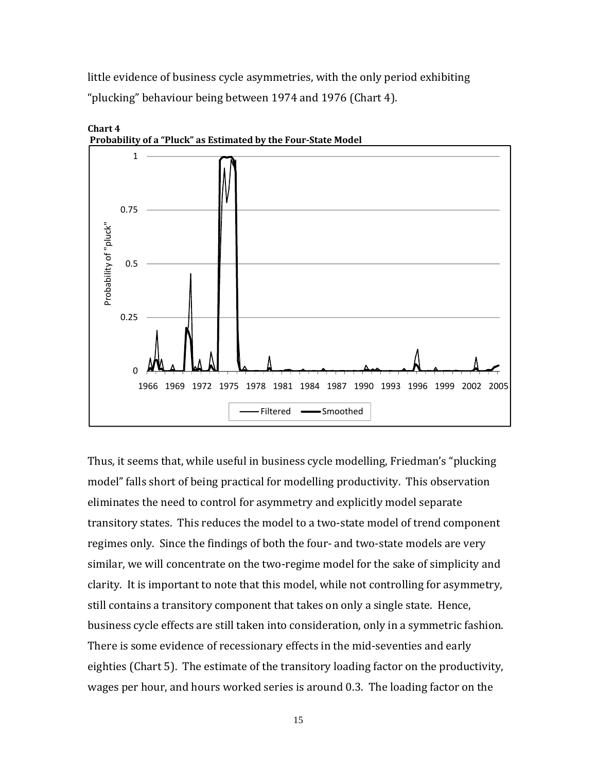little evidence of business cycle asymmetries, with the only period exhibiting "plucking" behaviour being between 1974 and 1976 (Chart 4).

**Chart 4**
**Probability of a "Pluck" as Estimated by the Four-State Model**

Thus, it seems that, while useful in business cycle modelling, Friedman's "plucking model" falls short of being practical for modelling productivity. This observation eliminates the need to control for asymmetry and explicitly model separate transitory states. This reduces the model to a two-state model of trend component regimes only. Since the findings of both the four- and two-state models are very similar, we will concentrate on the two-regime model for the sake of simplicity and clarity. It is important to note that this model, while not controlling for asymmetry, still contains a transitory component that takes on only a single state. Hence, business cycle effects are still taken into consideration, only in a symmetric fashion. There is some evidence of recessionary effects in the mid-seventies and early eighties (Chart 5). The estimate of the transitory loading factor on the productivity, wages per hour, and hours worked series is around 0.3. The loading factor on the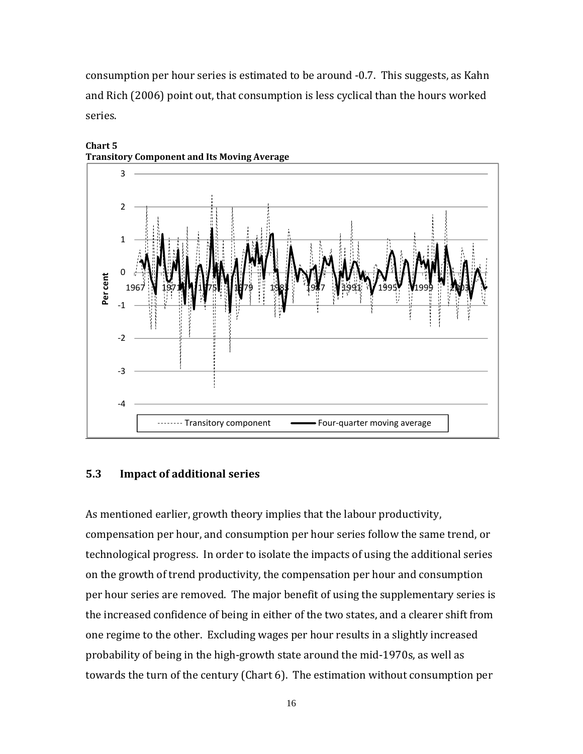consumption per hour series is estimated to be around -0.7. This suggests, as Kahn and Rich (2006) point out, that consumption is less cyclical than the hours worked series.

**Chart 5**
**Transitory Component and Its Moving Average**

### 5.3 Impact of additional series

As mentioned earlier, growth theory implies that the labour productivity, compensation per hour, and consumption per hour series follow the same trend, or technological progress. In order to isolate the impacts of using the additional series on the growth of trend productivity, the compensation per hour and consumption per hour series are removed. The major benefit of using the supplementary series is the increased confidence of being in either of the two states, and a clearer shift from one regime to the other. Excluding wages per hour results in a slightly increased probability of being in the high-growth state around the mid-1970s, as well as towards the turn of the century (Chart 6). The estimation without consumption per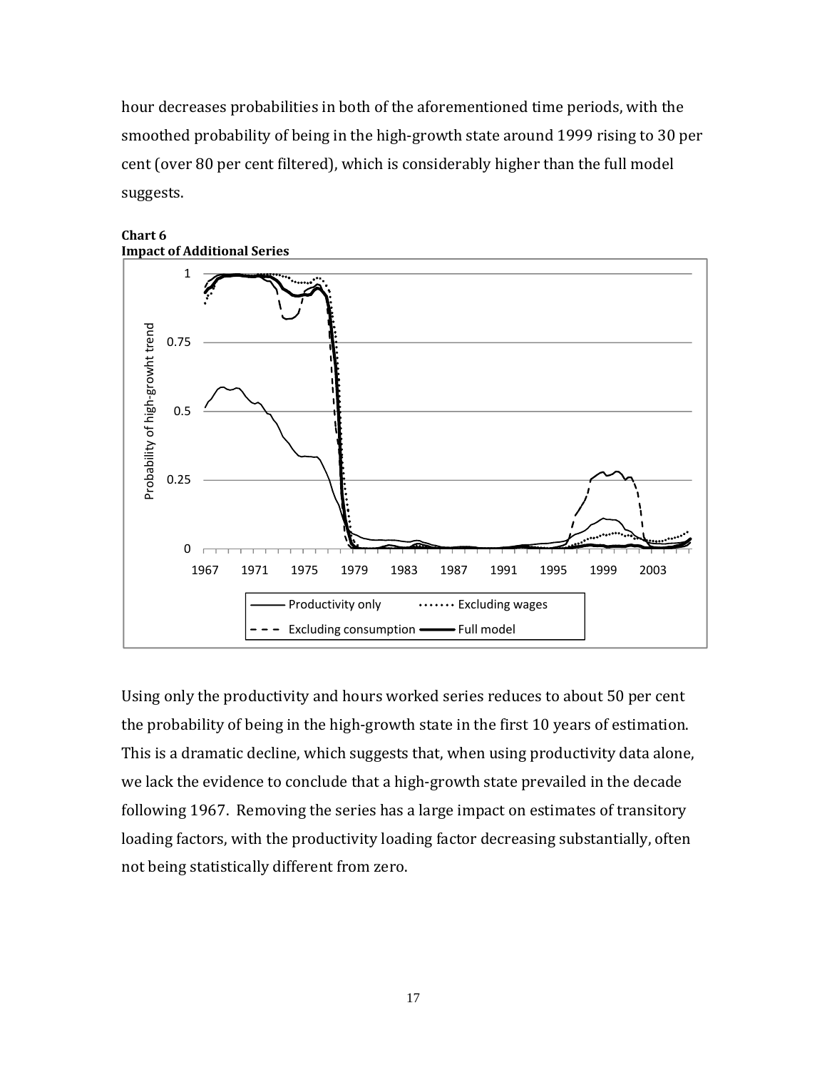hour decreases probabilities in both of the aforementioned time periods, with the smoothed probability of being in the high-growth state around 1999 rising to 30 per cent (over 80 per cent filtered), which is considerably higher than the full model suggests.

**Chart 6**
**Impact of Additional Series**

Using only the productivity and hours worked series reduces to about 50 per cent the probability of being in the high-growth state in the first 10 years of estimation. This is a dramatic decline, which suggests that, when using productivity data alone, we lack the evidence to conclude that a high-growth state prevailed in the decade following 1967. Removing the series has a large impact on estimates of transitory loading factors, with the productivity loading factor decreasing substantially, often not being statistically different from zero.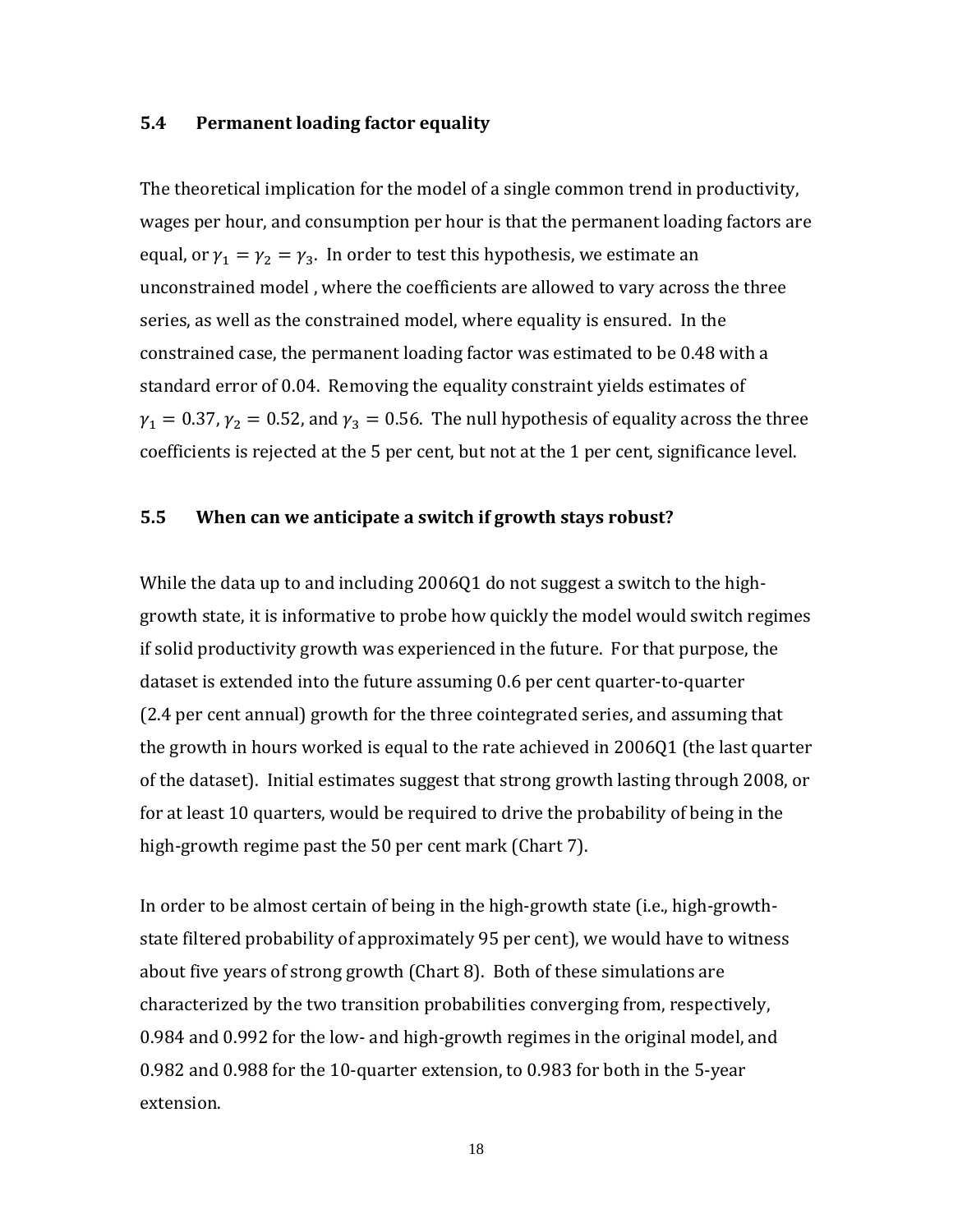### 5.4 Permanent loading factor equality

The theoretical implication for the model of a single common trend in productivity, wages per hour, and consumption per hour is that the permanent loading factors are equal, or $\gamma_1 = \gamma_2 = \gamma_3$. In order to test this hypothesis, we estimate an unconstrained model , where the coefficients are allowed to vary across the three series, as well as the constrained model, where equality is ensured. In the constrained case, the permanent loading factor was estimated to be 0.48 with a standard error of 0.04. Removing the equality constraint yields estimates of $\gamma_1 = 0.37, \gamma_2 = 0.52$, and $\gamma_3 = 0.56$. The null hypothesis of equality across the three coefficients is rejected at the 5 per cent, but not at the 1 per cent, significance level.

### 5.5 When can we anticipate a switch if growth stays robust?

While the data up to and including 2006Q1 do not suggest a switch to the high-growth state, it is informative to probe how quickly the model would switch regimes if solid productivity growth was experienced in the future. For that purpose, the dataset is extended into the future assuming 0.6 per cent quarter-to-quarter (2.4 per cent annual) growth for the three cointegrated series, and assuming that the growth in hours worked is equal to the rate achieved in 2006Q1 (the last quarter of the dataset). Initial estimates suggest that strong growth lasting through 2008, or for at least 10 quarters, would be required to drive the probability of being in the high-growth regime past the 50 per cent mark (Chart 7).

In order to be almost certain of being in the high-growth state (i.e., high-growth-state filtered probability of approximately 95 per cent), we would have to witness about five years of strong growth (Chart 8). Both of these simulations are characterized by the two transition probabilities converging from, respectively, 0.984 and 0.992 for the low- and high-growth regimes in the original model, and 0.982 and 0.988 for the 10-quarter extension, to 0.983 for both in the 5-year extension.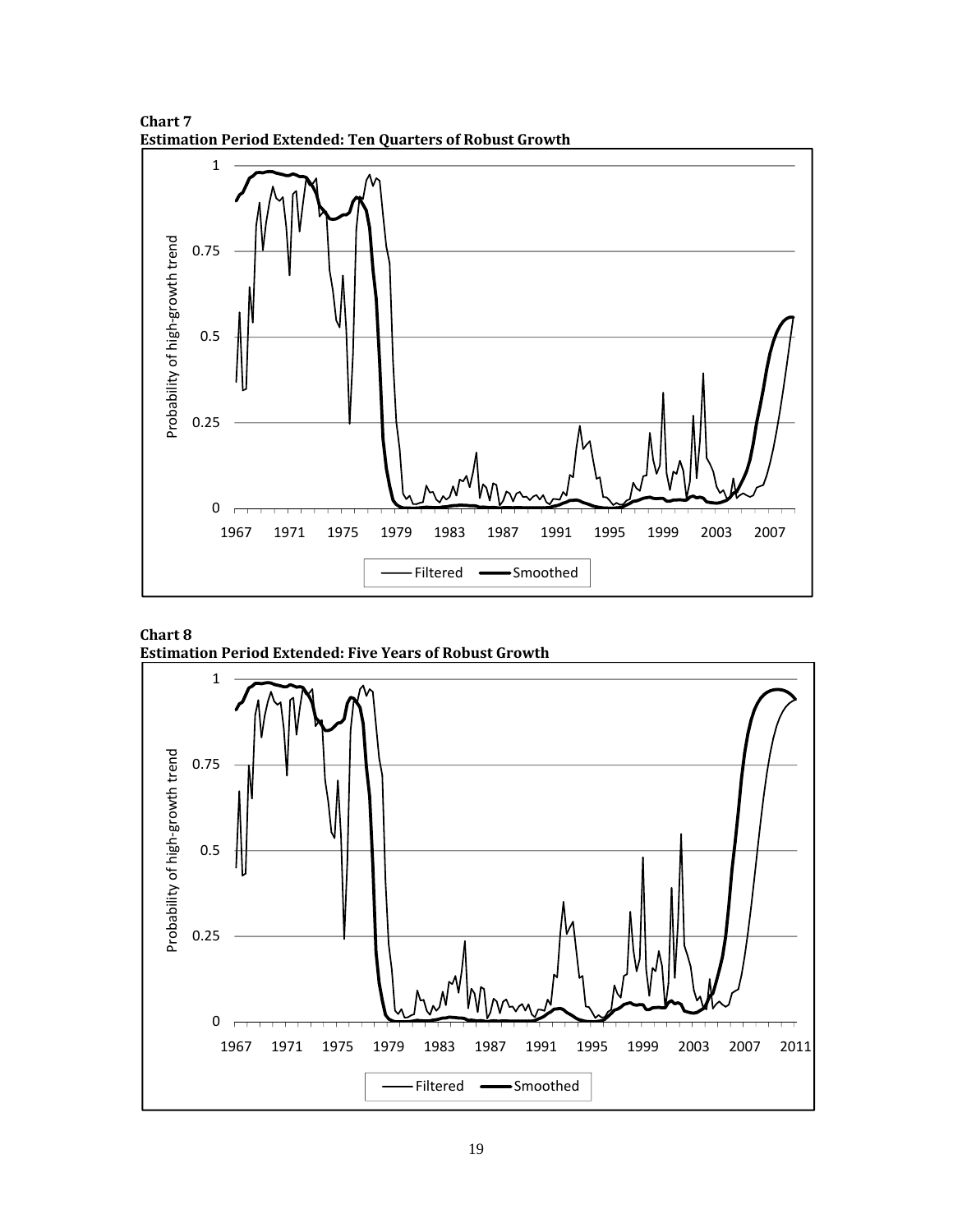**Chart 7**
**Estimation Period Extended: Ten Quarters of Robust Growth**

**Chart 8**
**Estimation Period Extended: Five Years of Robust Growth**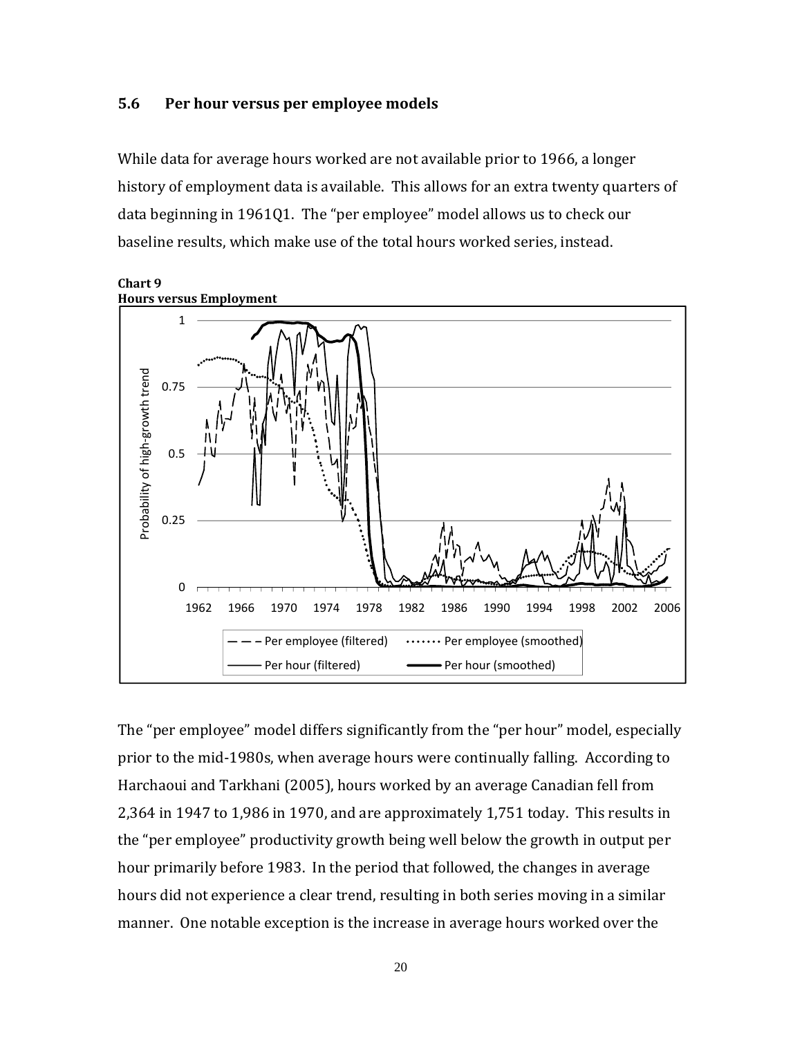### 5.6 Per hour versus per employee models

While data for average hours worked are not available prior to 1966, a longer history of employment data is available. This allows for an extra twenty quarters of data beginning in 1961Q1. The "per employee" model allows us to check our baseline results, which make use of the total hours worked series, instead.

**Chart 9**
**Hours versus Employment**

The "per employee" model differs significantly from the "per hour" model, especially prior to the mid-1980s, when average hours were continually falling. According to Harchaoui and Tarkhani (2005), hours worked by an average Canadian fell from 2,364 in 1947 to 1,986 in 1970, and are approximately 1,751 today. This results in the "per employee" productivity growth being well below the growth in output per hour primarily before 1983. In the period that followed, the changes in average hours did not experience a clear trend, resulting in both series moving in a similar manner. One notable exception is the increase in average hours worked over the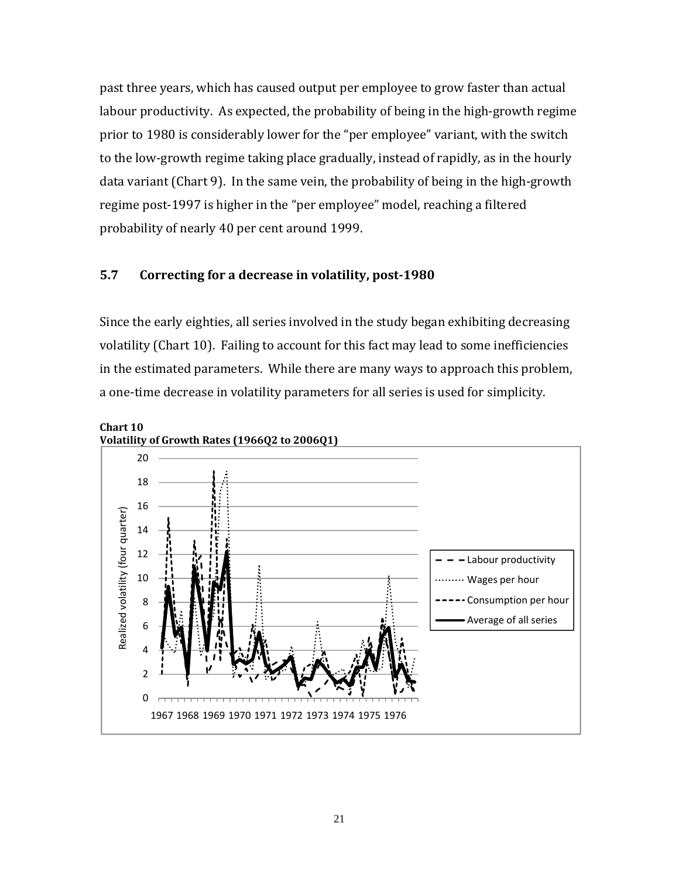past three years, which has caused output per employee to grow faster than actual labour productivity. As expected, the probability of being in the high-growth regime prior to 1980 is considerably lower for the "per employee" variant, with the switch to the low-growth regime taking place gradually, instead of rapidly, as in the hourly data variant (Chart 9). In the same vein, the probability of being in the high-growth regime post-1997 is higher in the "per employee" model, reaching a filtered probability of nearly 40 per cent around 1999.

### 5.7 Correcting for a decrease in volatility, post-1980

Since the early eighties, all series involved in the study began exhibiting decreasing volatility (Chart 10). Failing to account for this fact may lead to some inefficiencies in the estimated parameters. While there are many ways to approach this problem, a one-time decrease in volatility parameters for all series is used for simplicity.

**Chart 10**
**Volatility of Growth Rates (1966Q2 to 2006Q1)**

Realized volatility (four quarter)

Legend: Labour productivity; Wages per hour; Consumption per hour; Average of all series

1967 1968 1969 1970 1971 1972 1973 1974 1975 1976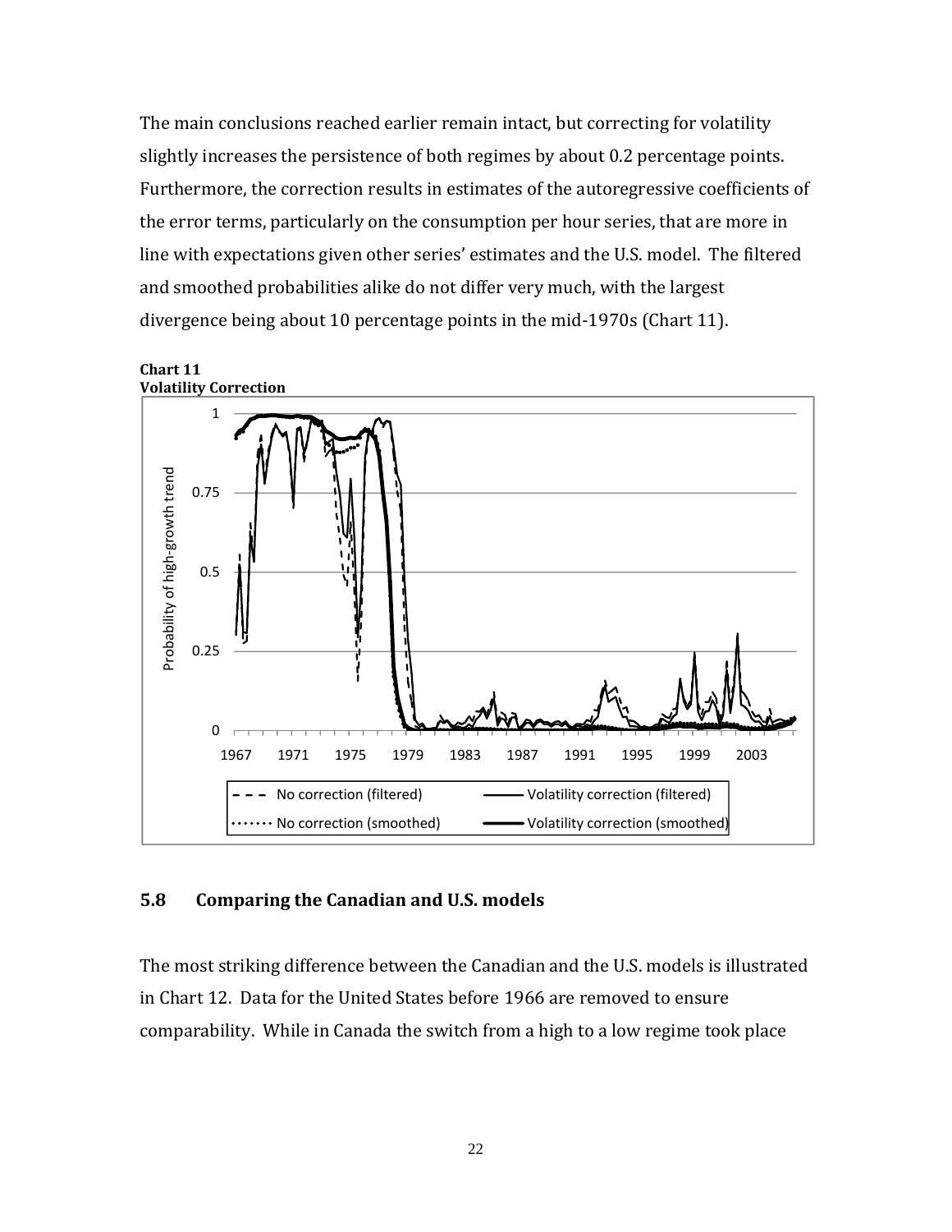The main conclusions reached earlier remain intact, but correcting for volatility slightly increases the persistence of both regimes by about 0.2 percentage points. Furthermore, the correction results in estimates of the autoregressive coefficients of the error terms, particularly on the consumption per hour series, that are more in line with expectations given other series' estimates and the U.S. model. The filtered and smoothed probabilities alike do not differ very much, with the largest divergence being about 10 percentage points in the mid-1970s (Chart 11).

**Chart 11**
**Volatility Correction**

## 5.8 Comparing the Canadian and U.S. models

The most striking difference between the Canadian and the U.S. models is illustrated in Chart 12. Data for the United States before 1966 are removed to ensure comparability. While in Canada the switch from a high to a low regime took place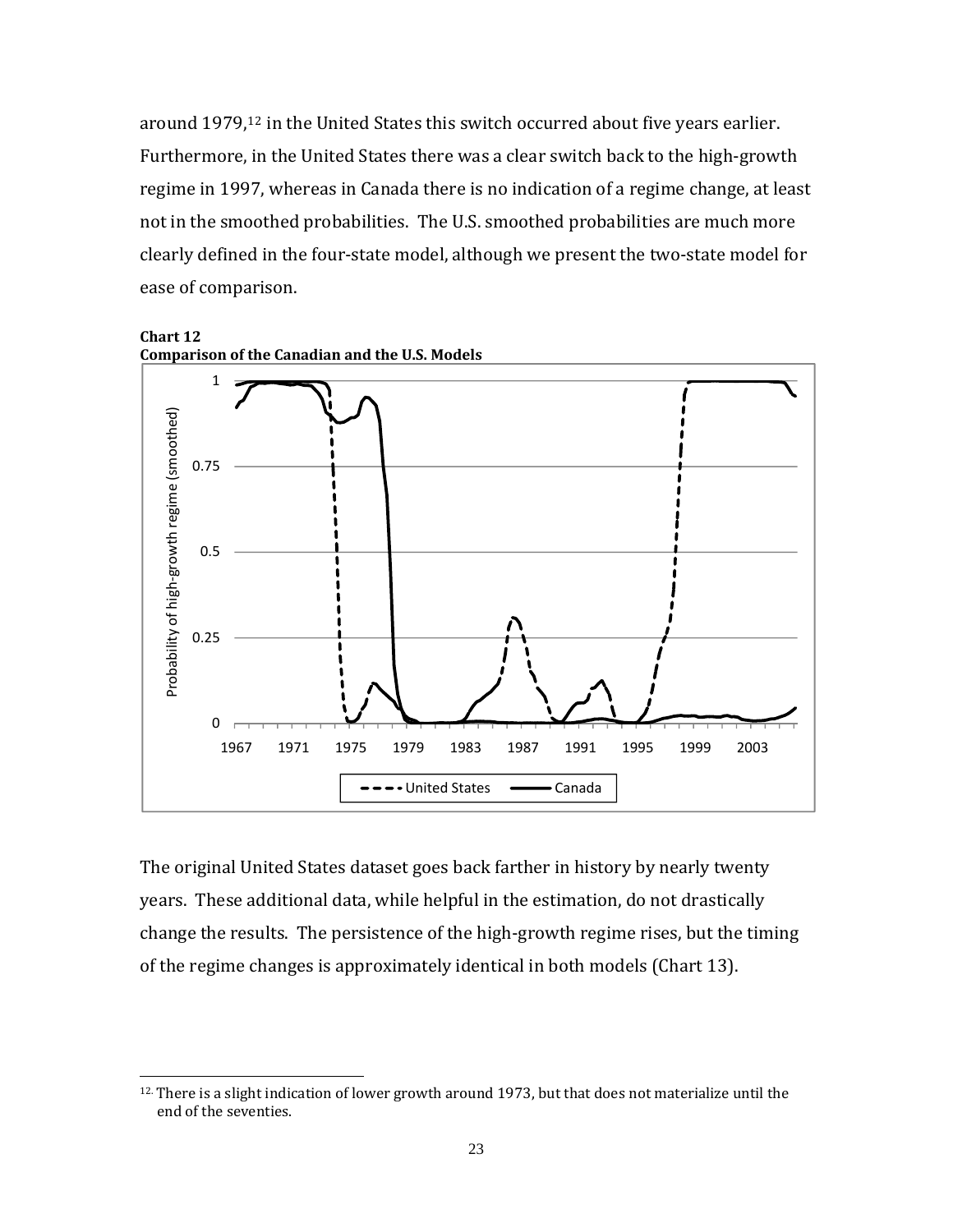around 1979,[12] in the United States this switch occurred about five years earlier. Furthermore, in the United States there was a clear switch back to the high-growth regime in 1997, whereas in Canada there is no indication of a regime change, at least not in the smoothed probabilities. The U.S. smoothed probabilities are much more clearly defined in the four-state model, although we present the two-state model for ease of comparison.

**Chart 12**
**Comparison of the Canadian and the U.S. Models**

The original United States dataset goes back farther in history by nearly twenty years. These additional data, while helpful in the estimation, do not drastically change the results. The persistence of the high-growth regime rises, but the timing of the regime changes is approximately identical in both models (Chart 13).

---

[12] There is a slight indication of lower growth around 1973, but that does not materialize until the end of the seventies.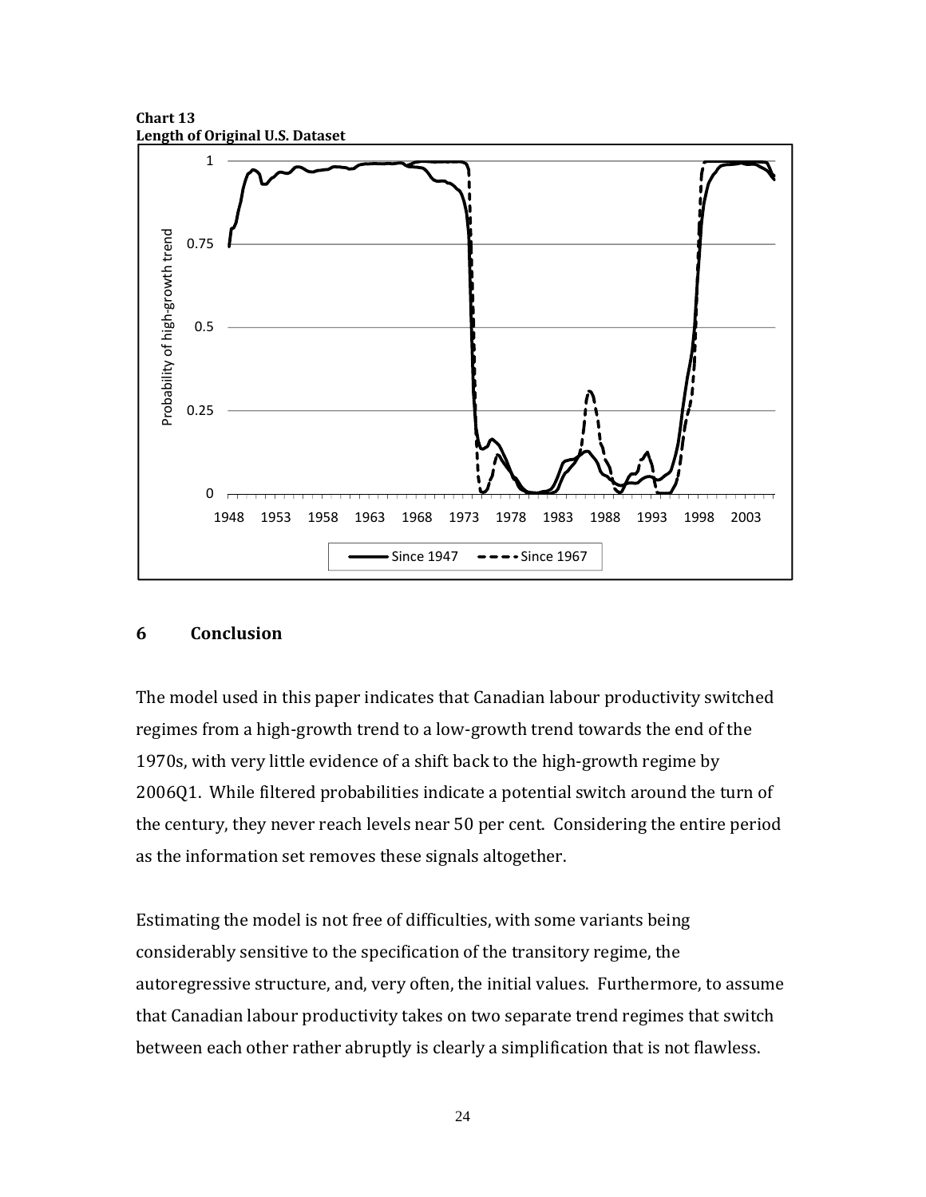**Chart 13**
**Length of Original U.S. Dataset**

## 6 Conclusion

The model used in this paper indicates that Canadian labour productivity switched regimes from a high-growth trend to a low-growth trend towards the end of the 1970s, with very little evidence of a shift back to the high-growth regime by 2006Q1. While filtered probabilities indicate a potential switch around the turn of the century, they never reach levels near 50 per cent. Considering the entire period as the information set removes these signals altogether.

Estimating the model is not free of difficulties, with some variants being considerably sensitive to the specification of the transitory regime, the autoregressive structure, and, very often, the initial values. Furthermore, to assume that Canadian labour productivity takes on two separate trend regimes that switch between each other rather abruptly is clearly a simplification that is not flawless.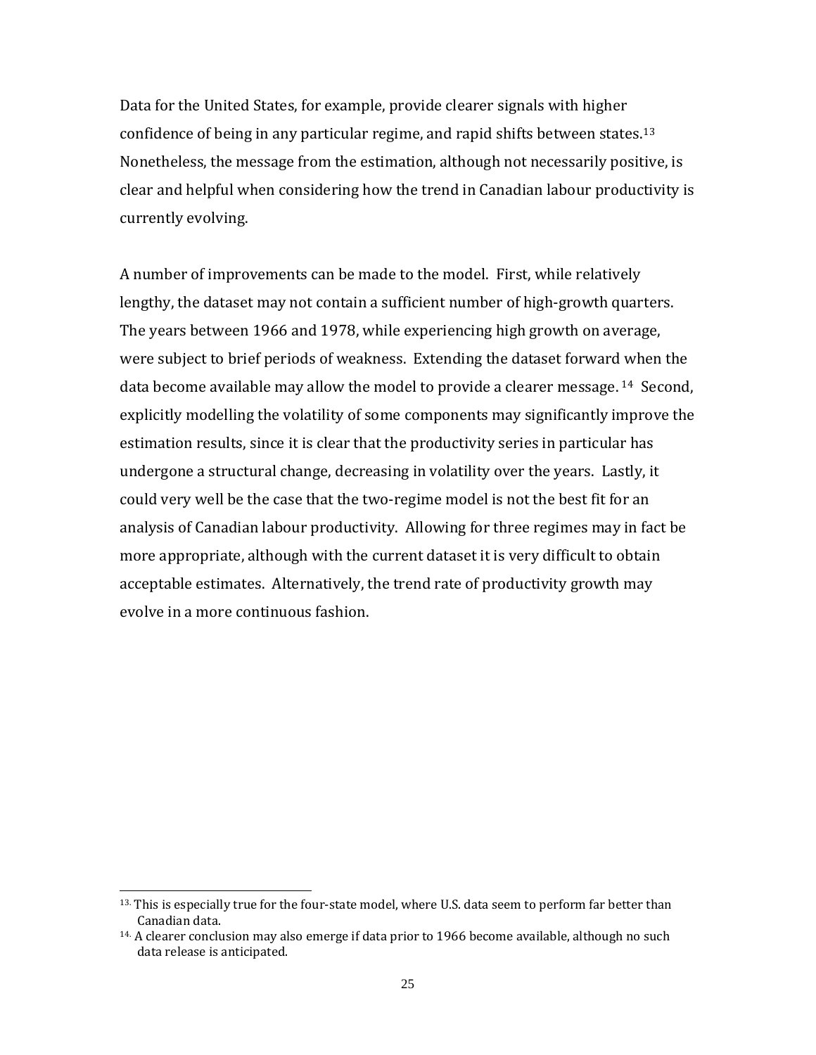Data for the United States, for example, provide clearer signals with higher confidence of being in any particular regime, and rapid shifts between states.[13] Nonetheless, the message from the estimation, although not necessarily positive, is clear and helpful when considering how the trend in Canadian labour productivity is currently evolving.

A number of improvements can be made to the model. First, while relatively lengthy, the dataset may not contain a sufficient number of high-growth quarters. The years between 1966 and 1978, while experiencing high growth on average, were subject to brief periods of weakness. Extending the dataset forward when the data become available may allow the model to provide a clearer message.[14] Second, explicitly modelling the volatility of some components may significantly improve the estimation results, since it is clear that the productivity series in particular has undergone a structural change, decreasing in volatility over the years. Lastly, it could very well be the case that the two-regime model is not the best fit for an analysis of Canadian labour productivity. Allowing for three regimes may in fact be more appropriate, although with the current dataset it is very difficult to obtain acceptable estimates. Alternatively, the trend rate of productivity growth may evolve in a more continuous fashion.

---

[13] This is especially true for the four-state model, where U.S. data seem to perform far better than Canadian data.

[14] A clearer conclusion may also emerge if data prior to 1966 become available, although no such data release is anticipated.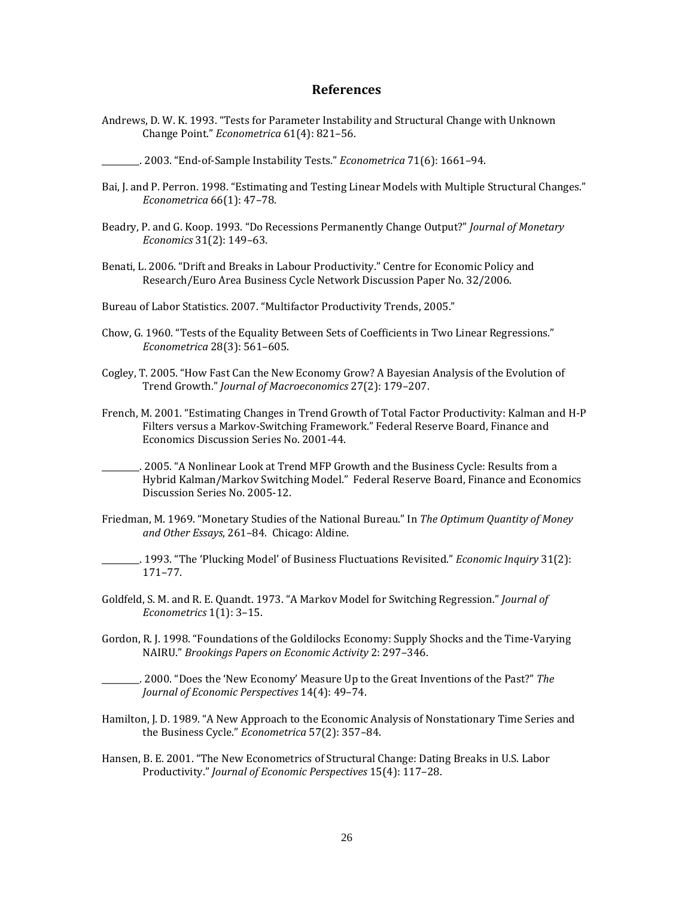## References

Andrews, D. W. K. 1993. “Tests for Parameter Instability and Structural Change with Unknown Change Point.” *Econometrica* 61(4): 821–56.

________. 2003. “End-of-Sample Instability Tests.” *Econometrica* 71(6): 1661–94.

Bai, J. and P. Perron. 1998. “Estimating and Testing Linear Models with Multiple Structural Changes.” *Econometrica* 66(1): 47–78.

Beadry, P. and G. Koop. 1993. “Do Recessions Permanently Change Output?” *Journal of Monetary Economics* 31(2): 149–63.

Benati, L. 2006. “Drift and Breaks in Labour Productivity.” Centre for Economic Policy and Research/Euro Area Business Cycle Network Discussion Paper No. 32/2006.

Bureau of Labor Statistics. 2007. “Multifactor Productivity Trends, 2005.”

Chow, G. 1960. “Tests of the Equality Between Sets of Coefficients in Two Linear Regressions.” *Econometrica* 28(3): 561–605.

Cogley, T. 2005. “How Fast Can the New Economy Grow? A Bayesian Analysis of the Evolution of Trend Growth.” *Journal of Macroeconomics* 27(2): 179–207.

French, M. 2001. “Estimating Changes in Trend Growth of Total Factor Productivity: Kalman and H-P Filters versus a Markov-Switching Framework.” Federal Reserve Board, Finance and Economics Discussion Series No. 2001-44.

________. 2005. “A Nonlinear Look at Trend MFP Growth and the Business Cycle: Results from a Hybrid Kalman/Markov Switching Model.” Federal Reserve Board, Finance and Economics Discussion Series No. 2005-12.

Friedman, M. 1969. “Monetary Studies of the National Bureau.” In *The Optimum Quantity of Money and Other Essays*, 261–84. Chicago: Aldine.

________. 1993. “The ‘Plucking Model’ of Business Fluctuations Revisited.” *Economic Inquiry* 31(2): 171–77.

Goldfeld, S. M. and R. E. Quandt. 1973. “A Markov Model for Switching Regression.” *Journal of Econometrics* 1(1): 3–15.

Gordon, R. J. 1998. “Foundations of the Goldilocks Economy: Supply Shocks and the Time-Varying NAIRU.” *Brookings Papers on Economic Activity* 2: 297–346.

________. 2000. “Does the ‘New Economy’ Measure Up to the Great Inventions of the Past?” *The Journal of Economic Perspectives* 14(4): 49–74.

Hamilton, J. D. 1989. “A New Approach to the Economic Analysis of Nonstationary Time Series and the Business Cycle.” *Econometrica* 57(2): 357–84.

Hansen, B. E. 2001. “The New Econometrics of Structural Change: Dating Breaks in U.S. Labor Productivity.” *Journal of Economic Perspectives* 15(4): 117–28.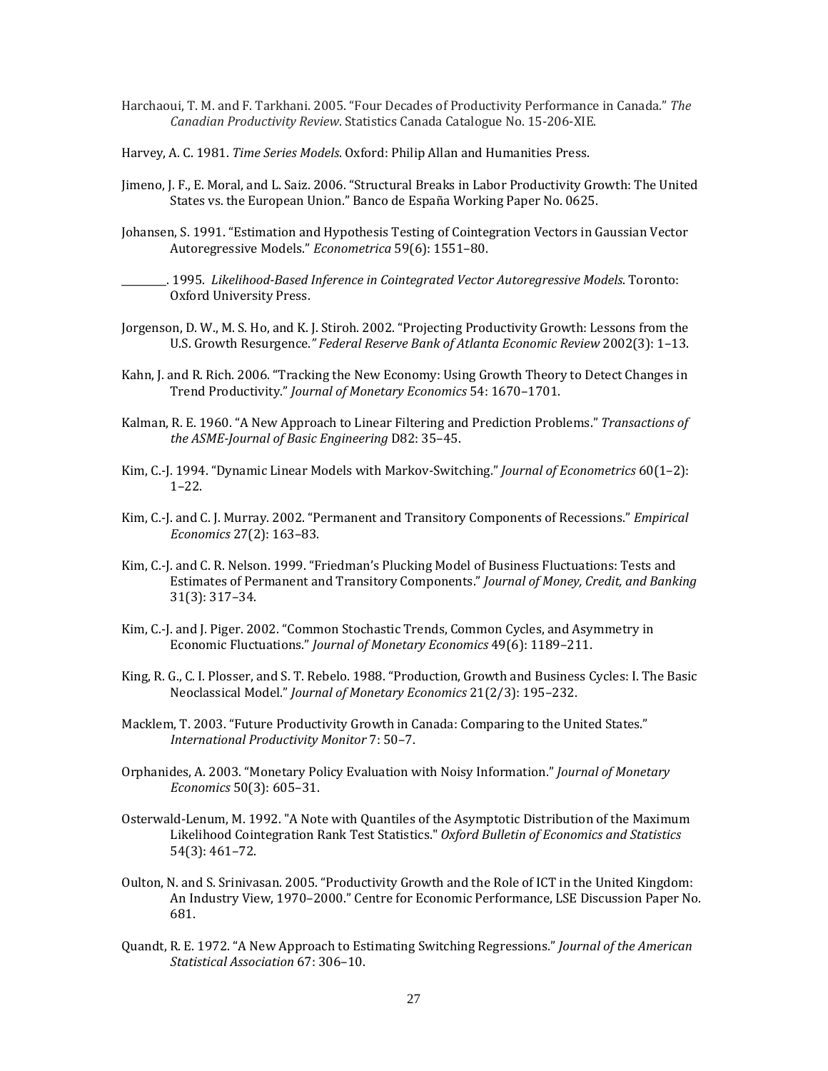Harchaoui, T. M. and F. Tarkhani. 2005. "Four Decades of Productivity Performance in Canada." *The Canadian Productivity Review*. Statistics Canada Catalogue No. 15-206-XIE.

Harvey, A. C. 1981. *Time Series Models*. Oxford: Philip Allan and Humanities Press.

Jimeno, J. F., E. Moral, and L. Saiz. 2006. "Structural Breaks in Labor Productivity Growth: The United States vs. the European Union." Banco de España Working Paper No. 0625.

Johansen, S. 1991. "Estimation and Hypothesis Testing of Cointegration Vectors in Gaussian Vector Autoregressive Models." *Econometrica* 59(6): 1551–80.

________. 1995. *Likelihood-Based Inference in Cointegrated Vector Autoregressive Models*. Toronto: Oxford University Press.

Jorgenson, D. W., M. S. Ho, and K. J. Stiroh. 2002. "Projecting Productivity Growth: Lessons from the U.S. Growth Resurgence." *Federal Reserve Bank of Atlanta Economic Review* 2002(3): 1–13.

Kahn, J. and R. Rich. 2006. "Tracking the New Economy: Using Growth Theory to Detect Changes in Trend Productivity." *Journal of Monetary Economics* 54: 1670–1701.

Kalman, R. E. 1960. "A New Approach to Linear Filtering and Prediction Problems." *Transactions of the ASME-Journal of Basic Engineering* D82: 35–45.

Kim, C.-J. 1994. "Dynamic Linear Models with Markov-Switching." *Journal of Econometrics* 60(1–2): 1–22.

Kim, C.-J. and C. J. Murray. 2002. "Permanent and Transitory Components of Recessions." *Empirical Economics* 27(2): 163–83.

Kim, C.-J. and C. R. Nelson. 1999. "Friedman's Plucking Model of Business Fluctuations: Tests and Estimates of Permanent and Transitory Components." *Journal of Money, Credit, and Banking* 31(3): 317–34.

Kim, C.-J. and J. Piger. 2002. "Common Stochastic Trends, Common Cycles, and Asymmetry in Economic Fluctuations." *Journal of Monetary Economics* 49(6): 1189–211.

King, R. G., C. I. Plosser, and S. T. Rebelo. 1988. "Production, Growth and Business Cycles: I. The Basic Neoclassical Model." *Journal of Monetary Economics* 21(2/3): 195–232.

Macklem, T. 2003. "Future Productivity Growth in Canada: Comparing to the United States." *International Productivity Monitor* 7: 50–7.

Orphanides, A. 2003. "Monetary Policy Evaluation with Noisy Information." *Journal of Monetary Economics* 50(3): 605–31.

Osterwald-Lenum, M. 1992. "A Note with Quantiles of the Asymptotic Distribution of the Maximum Likelihood Cointegration Rank Test Statistics." *Oxford Bulletin of Economics and Statistics* 54(3): 461–72.

Oulton, N. and S. Srinivasan. 2005. "Productivity Growth and the Role of ICT in the United Kingdom: An Industry View, 1970–2000." Centre for Economic Performance, LSE Discussion Paper No. 681.

Quandt, R. E. 1972. "A New Approach to Estimating Switching Regressions." *Journal of the American Statistical Association* 67: 306–10.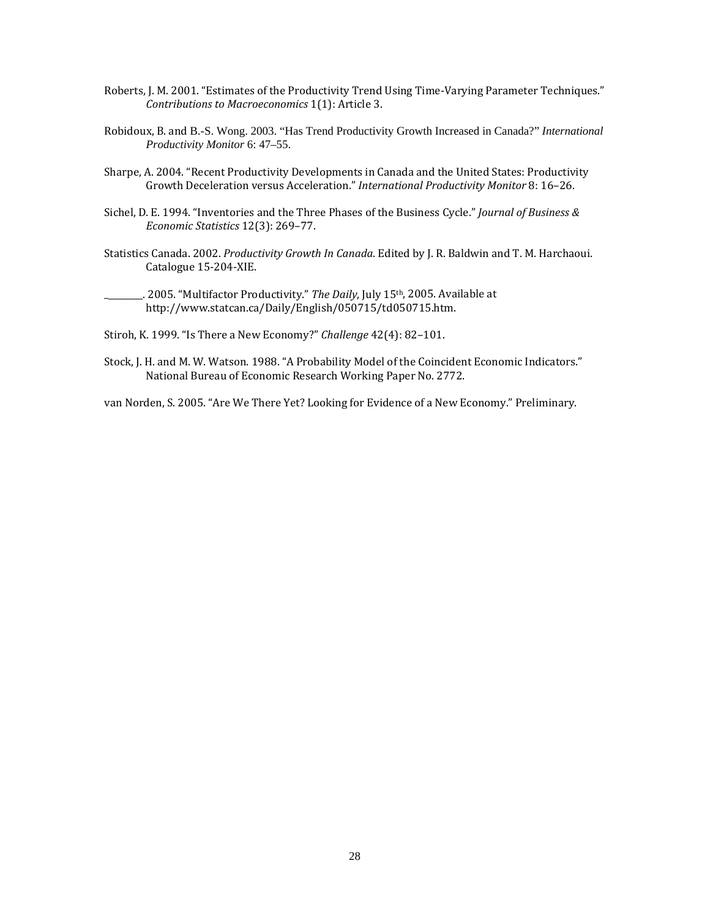Roberts, J. M. 2001. "Estimates of the Productivity Trend Using Time-Varying Parameter Techniques." *Contributions to Macroeconomics* 1(1): Article 3.

Robidoux, B. and B.-S. Wong. 2003. "Has Trend Productivity Growth Increased in Canada?" *International Productivity Monitor* 6: 47–55.

Sharpe, A. 2004. "Recent Productivity Developments in Canada and the United States: Productivity Growth Deceleration versus Acceleration." *International Productivity Monitor* 8: 16–26.

Sichel, D. E. 1994. "Inventories and the Three Phases of the Business Cycle." *Journal of Business & Economic Statistics* 12(3): 269–77.

Statistics Canada. 2002. *Productivity Growth In Canada*. Edited by J. R. Baldwin and T. M. Harchaoui. Catalogue 15-204-XIE.

________. 2005. "Multifactor Productivity." *The Daily*, July 15th, 2005. Available at http://www.statcan.ca/Daily/English/050715/td050715.htm.

Stiroh, K. 1999. "Is There a New Economy?" *Challenge* 42(4): 82–101.

Stock, J. H. and M. W. Watson. 1988. "A Probability Model of the Coincident Economic Indicators." National Bureau of Economic Research Working Paper No. 2772.

van Norden, S. 2005. "Are We There Yet? Looking for Evidence of a New Economy." Preliminary.